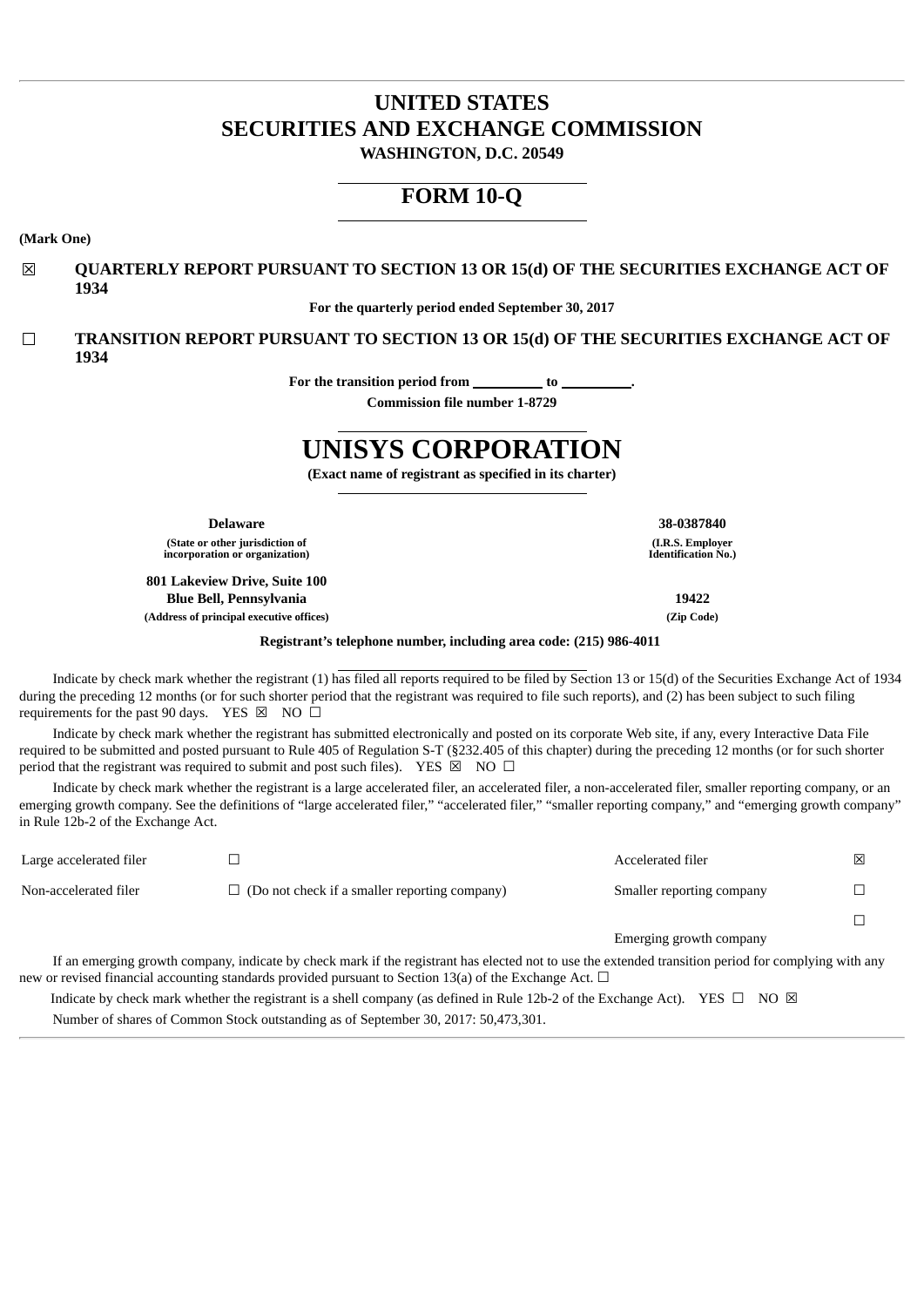# UNITED STATES
# SECURITIES AND EXCHANGE COMMISSION
**WASHINGTON, D.C. 20549**

## FORM 10-Q

**(Mark One)**

☒ **QUARTERLY REPORT PURSUANT TO SECTION 13 OR 15(d) OF THE SECURITIES EXCHANGE ACT OF 1934**

**For the quarterly period ended September 30, 2017**

☐ **TRANSITION REPORT PURSUANT TO SECTION 13 OR 15(d) OF THE SECURITIES EXCHANGE ACT OF 1934**

**For the transition period from \_\_\_\_\_\_\_\_\_\_ to \_\_\_\_\_\_\_\_\_\_.**

**Commission file number 1-8729**

# UNISYS CORPORATION

**(Exact name of registrant as specified in its charter)**

| | |
|---|---|
| **Delaware** | **38-0387840** |
| **(State or other jurisdiction of incorporation or organization)** | **(I.R.S. Employer Identification No.)** |
| **801 Lakeview Drive, Suite 100**<br>**Blue Bell, Pennsylvania** | **19422** |
| **(Address of principal executive offices)** | **(Zip Code)** |

**Registrant's telephone number, including area code: (215) 986-4011**

Indicate by check mark whether the registrant (1) has filed all reports required to be filed by Section 13 or 15(d) of the Securities Exchange Act of 1934 during the preceding 12 months (or for such shorter period that the registrant was required to file such reports), and (2) has been subject to such filing requirements for the past 90 days. YES ☒ NO ☐

Indicate by check mark whether the registrant has submitted electronically and posted on its corporate Web site, if any, every Interactive Data File required to be submitted and posted pursuant to Rule 405 of Regulation S-T (§232.405 of this chapter) during the preceding 12 months (or for such shorter period that the registrant was required to submit and post such files). YES ☒ NO ☐

Indicate by check mark whether the registrant is a large accelerated filer, an accelerated filer, a non-accelerated filer, smaller reporting company, or an emerging growth company. See the definitions of "large accelerated filer," "accelerated filer," "smaller reporting company," and "emerging growth company" in Rule 12b-2 of the Exchange Act.

| | | | |
|---|---|---|---|
| Large accelerated filer | ☐ | Accelerated filer | ☒ |
| Non-accelerated filer | ☐ (Do not check if a smaller reporting company) | Smaller reporting company | ☐ |
| | | Emerging growth company | ☐ |

If an emerging growth company, indicate by check mark if the registrant has elected not to use the extended transition period for complying with any new or revised financial accounting standards provided pursuant to Section 13(a) of the Exchange Act. ☐

Indicate by check mark whether the registrant is a shell company (as defined in Rule 12b-2 of the Exchange Act). YES ☐ NO ☒

Number of shares of Common Stock outstanding as of September 30, 2017: 50,473,301.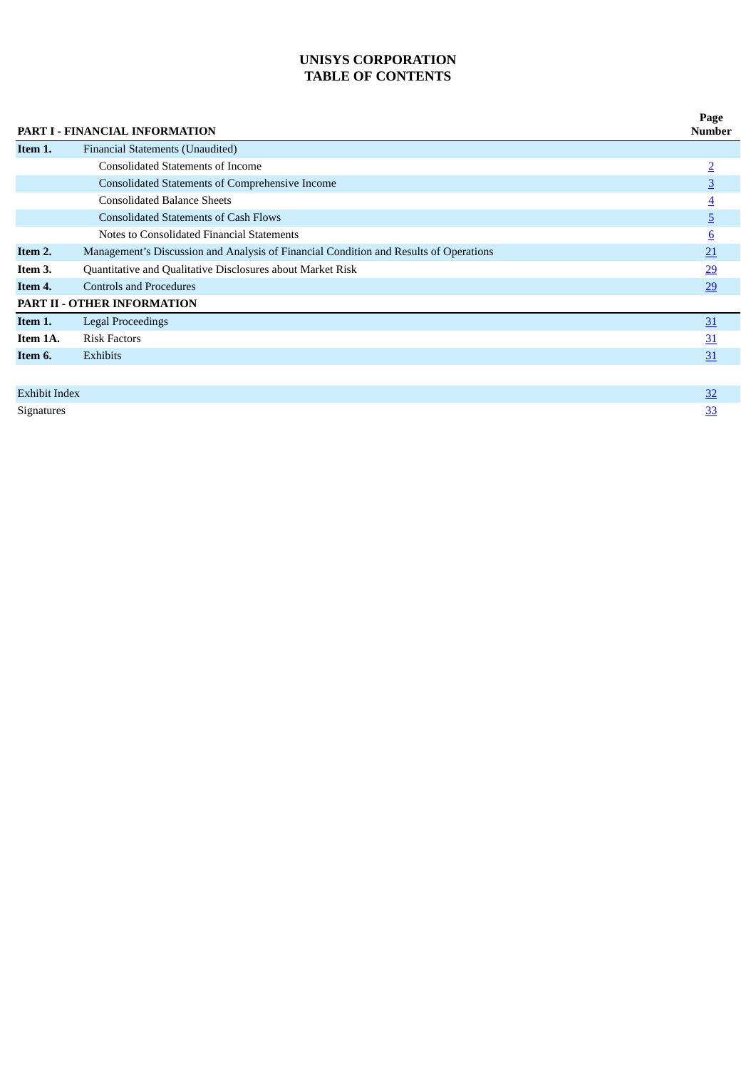# UNISYS CORPORATION
# TABLE OF CONTENTS

| PART I - FINANCIAL INFORMATION | | Page Number |
|---|---|---|
| **Item 1.** | Financial Statements (Unaudited) | |
| | Consolidated Statements of Income | 2 |
| | Consolidated Statements of Comprehensive Income | 3 |
| | Consolidated Balance Sheets | 4 |
| | Consolidated Statements of Cash Flows | 5 |
| | Notes to Consolidated Financial Statements | 6 |
| **Item 2.** | Management's Discussion and Analysis of Financial Condition and Results of Operations | 21 |
| **Item 3.** | Quantitative and Qualitative Disclosures about Market Risk | 29 |
| **Item 4.** | Controls and Procedures | 29 |
| **PART II - OTHER INFORMATION** | | |
| **Item 1.** | Legal Proceedings | 31 |
| **Item 1A.** | Risk Factors | 31 |
| **Item 6.** | Exhibits | 31 |
| | | |
| Exhibit Index | | 32 |
| Signatures | | 33 |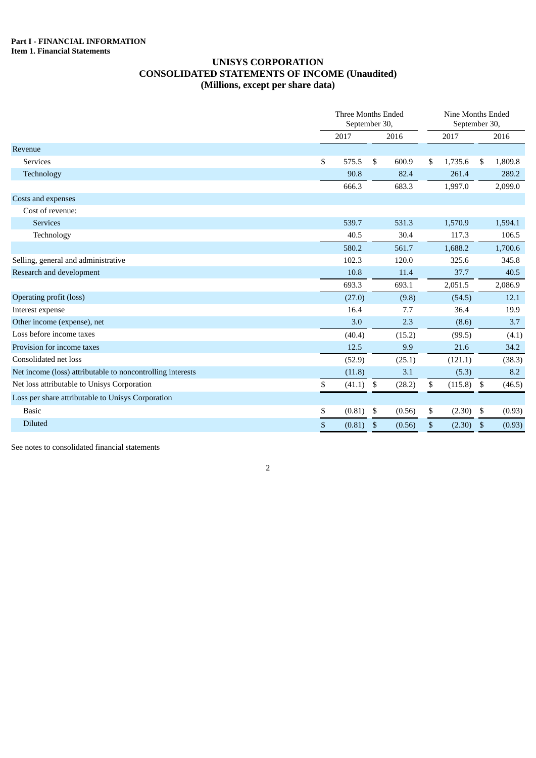**Part I - FINANCIAL INFORMATION**
**Item 1. Financial Statements**

# UNISYS CORPORATION
## CONSOLIDATED STATEMENTS OF INCOME (Unaudited)
### (Millions, except per share data)

| | Three Months Ended September 30, | | Nine Months Ended September 30, | |
|---|---|---|---|---|
| | 2017 | 2016 | 2017 | 2016 |
| Revenue | | | | |
| Services | $ 575.5 | $ 600.9 | $ 1,735.6 | $ 1,809.8 |
| Technology | 90.8 | 82.4 | 261.4 | 289.2 |
| | 666.3 | 683.3 | 1,997.0 | 2,099.0 |
| Costs and expenses | | | | |
| Cost of revenue: | | | | |
| Services | 539.7 | 531.3 | 1,570.9 | 1,594.1 |
| Technology | 40.5 | 30.4 | 117.3 | 106.5 |
| | 580.2 | 561.7 | 1,688.2 | 1,700.6 |
| Selling, general and administrative | 102.3 | 120.0 | 325.6 | 345.8 |
| Research and development | 10.8 | 11.4 | 37.7 | 40.5 |
| | 693.3 | 693.1 | 2,051.5 | 2,086.9 |
| Operating profit (loss) | (27.0) | (9.8) | (54.5) | 12.1 |
| Interest expense | 16.4 | 7.7 | 36.4 | 19.9 |
| Other income (expense), net | 3.0 | 2.3 | (8.6) | 3.7 |
| Loss before income taxes | (40.4) | (15.2) | (99.5) | (4.1) |
| Provision for income taxes | 12.5 | 9.9 | 21.6 | 34.2 |
| Consolidated net loss | (52.9) | (25.1) | (121.1) | (38.3) |
| Net income (loss) attributable to noncontrolling interests | (11.8) | 3.1 | (5.3) | 8.2 |
| Net loss attributable to Unisys Corporation | $ (41.1) | $ (28.2) | $ (115.8) | $ (46.5) |
| Loss per share attributable to Unisys Corporation | | | | |
| Basic | $ (0.81) | $ (0.56) | $ (2.30) | $ (0.93) |
| Diluted | $ (0.81) | $ (0.56) | $ (2.30) | $ (0.93) |

See notes to consolidated financial statements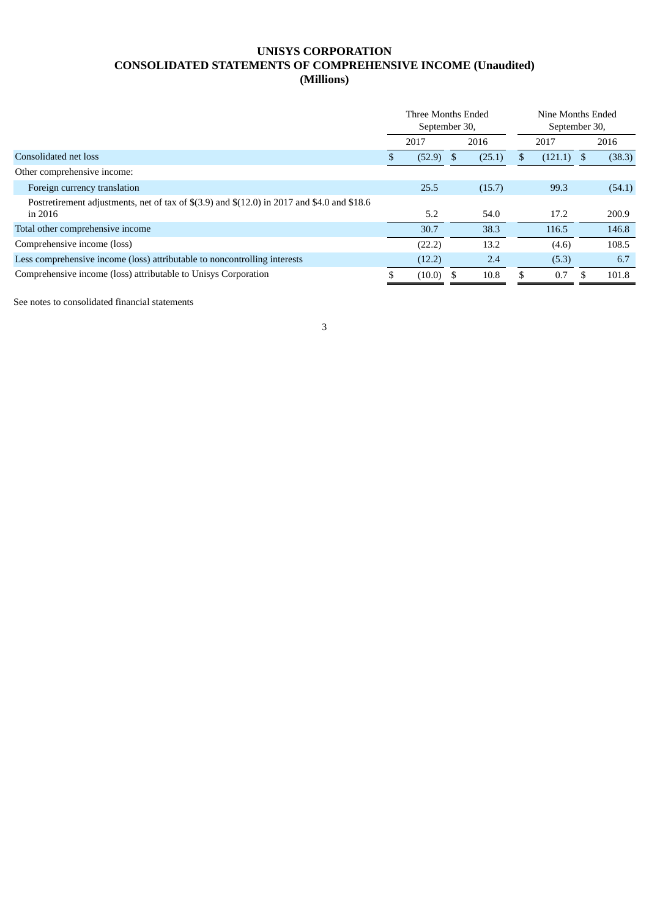# UNISYS CORPORATION
## CONSOLIDATED STATEMENTS OF COMPREHENSIVE INCOME (Unaudited)
### (Millions)

| | Three Months Ended September 30, | | Nine Months Ended September 30, | |
|---|---|---|---|---|
| | 2017 | 2016 | 2017 | 2016 |
| Consolidated net loss | $ (52.9) | $ (25.1) | $ (121.1) | $ (38.3) |
| Other comprehensive income: | | | | |
| Foreign currency translation | 25.5 | (15.7) | 99.3 | (54.1) |
| Postretirement adjustments, net of tax of $(3.9) and $(12.0) in 2017 and $4.0 and $18.6 in 2016 | 5.2 | 54.0 | 17.2 | 200.9 |
| Total other comprehensive income | 30.7 | 38.3 | 116.5 | 146.8 |
| Comprehensive income (loss) | (22.2) | 13.2 | (4.6) | 108.5 |
| Less comprehensive income (loss) attributable to noncontrolling interests | (12.2) | 2.4 | (5.3) | 6.7 |
| Comprehensive income (loss) attributable to Unisys Corporation | $ (10.0) | $ 10.8 | $ 0.7 | $ 101.8 |

See notes to consolidated financial statements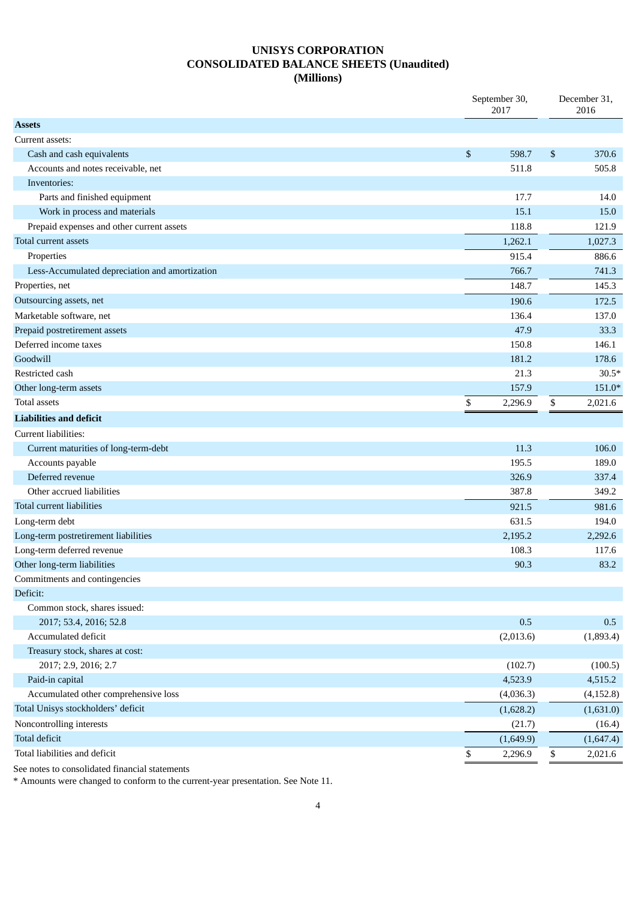# UNISYS CORPORATION
## CONSOLIDATED BALANCE SHEETS (Unaudited)
### (Millions)

| | September 30, 2017 | December 31, 2016 |
|---|---|---|
| **Assets** | | |
| Current assets: | | |
| Cash and cash equivalents | $ 598.7 | $ 370.6 |
| Accounts and notes receivable, net | 511.8 | 505.8 |
| Inventories: | | |
| Parts and finished equipment | 17.7 | 14.0 |
| Work in process and materials | 15.1 | 15.0 |
| Prepaid expenses and other current assets | 118.8 | 121.9 |
| Total current assets | 1,262.1 | 1,027.3 |
| Properties | 915.4 | 886.6 |
| Less-Accumulated depreciation and amortization | 766.7 | 741.3 |
| Properties, net | 148.7 | 145.3 |
| Outsourcing assets, net | 190.6 | 172.5 |
| Marketable software, net | 136.4 | 137.0 |
| Prepaid postretirement assets | 47.9 | 33.3 |
| Deferred income taxes | 150.8 | 146.1 |
| Goodwill | 181.2 | 178.6 |
| Restricted cash | 21.3 | 30.5* |
| Other long-term assets | 157.9 | 151.0* |
| Total assets | $ 2,296.9 | $ 2,021.6 |
| **Liabilities and deficit** | | |
| Current liabilities: | | |
| Current maturities of long-term-debt | 11.3 | 106.0 |
| Accounts payable | 195.5 | 189.0 |
| Deferred revenue | 326.9 | 337.4 |
| Other accrued liabilities | 387.8 | 349.2 |
| Total current liabilities | 921.5 | 981.6 |
| Long-term debt | 631.5 | 194.0 |
| Long-term postretirement liabilities | 2,195.2 | 2,292.6 |
| Long-term deferred revenue | 108.3 | 117.6 |
| Other long-term liabilities | 90.3 | 83.2 |
| Commitments and contingencies | | |
| Deficit: | | |
| Common stock, shares issued: | | |
| 2017; 53.4, 2016; 52.8 | 0.5 | 0.5 |
| Accumulated deficit | (2,013.6) | (1,893.4) |
| Treasury stock, shares at cost: | | |
| 2017; 2.9, 2016; 2.7 | (102.7) | (100.5) |
| Paid-in capital | 4,523.9 | 4,515.2 |
| Accumulated other comprehensive loss | (4,036.3) | (4,152.8) |
| Total Unisys stockholders' deficit | (1,628.2) | (1,631.0) |
| Noncontrolling interests | (21.7) | (16.4) |
| Total deficit | (1,649.9) | (1,647.4) |
| Total liabilities and deficit | $ 2,296.9 | $ 2,021.6 |

See notes to consolidated financial statements

* Amounts were changed to conform to the current-year presentation. See Note 11.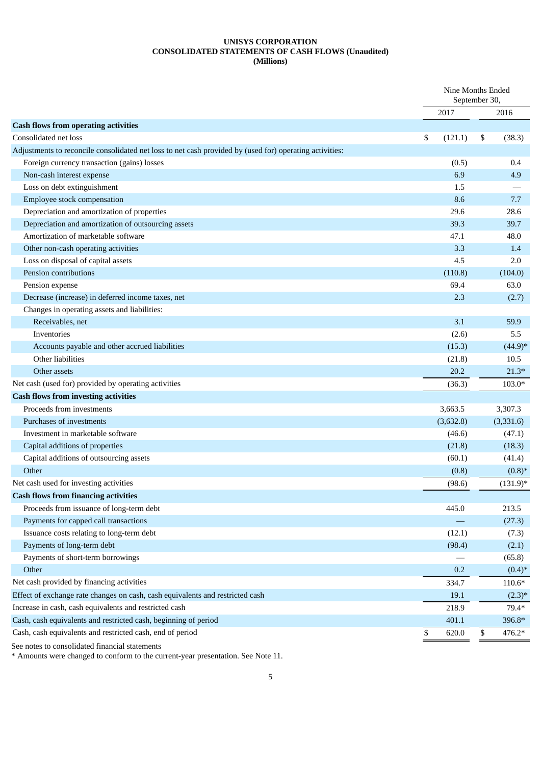# UNISYS CORPORATION
## CONSOLIDATED STATEMENTS OF CASH FLOWS (Unaudited)
### (Millions)

| | Nine Months Ended September 30, | |
|---|---|---|
| | 2017 | 2016 |
| **Cash flows from operating activities** | | |
| Consolidated net loss | $ (121.1) | $ (38.3) |
| Adjustments to reconcile consolidated net loss to net cash provided by (used for) operating activities: | | |
| Foreign currency transaction (gains) losses | (0.5) | 0.4 |
| Non-cash interest expense | 6.9 | 4.9 |
| Loss on debt extinguishment | 1.5 | — |
| Employee stock compensation | 8.6 | 7.7 |
| Depreciation and amortization of properties | 29.6 | 28.6 |
| Depreciation and amortization of outsourcing assets | 39.3 | 39.7 |
| Amortization of marketable software | 47.1 | 48.0 |
| Other non-cash operating activities | 3.3 | 1.4 |
| Loss on disposal of capital assets | 4.5 | 2.0 |
| Pension contributions | (110.8) | (104.0) |
| Pension expense | 69.4 | 63.0 |
| Decrease (increase) in deferred income taxes, net | 2.3 | (2.7) |
| Changes in operating assets and liabilities: | | |
| Receivables, net | 3.1 | 59.9 |
| Inventories | (2.6) | 5.5 |
| Accounts payable and other accrued liabilities | (15.3) | (44.9)* |
| Other liabilities | (21.8) | 10.5 |
| Other assets | 20.2 | 21.3* |
| Net cash (used for) provided by operating activities | (36.3) | 103.0* |
| **Cash flows from investing activities** | | |
| Proceeds from investments | 3,663.5 | 3,307.3 |
| Purchases of investments | (3,632.8) | (3,331.6) |
| Investment in marketable software | (46.6) | (47.1) |
| Capital additions of properties | (21.8) | (18.3) |
| Capital additions of outsourcing assets | (60.1) | (41.4) |
| Other | (0.8) | (0.8)* |
| Net cash used for investing activities | (98.6) | (131.9)* |
| **Cash flows from financing activities** | | |
| Proceeds from issuance of long-term debt | 445.0 | 213.5 |
| Payments for capped call transactions | — | (27.3) |
| Issuance costs relating to long-term debt | (12.1) | (7.3) |
| Payments of long-term debt | (98.4) | (2.1) |
| Payments of short-term borrowings | — | (65.8) |
| Other | 0.2 | (0.4)* |
| Net cash provided by financing activities | 334.7 | 110.6* |
| Effect of exchange rate changes on cash, cash equivalents and restricted cash | 19.1 | (2.3)* |
| Increase in cash, cash equivalents and restricted cash | 218.9 | 79.4* |
| Cash, cash equivalents and restricted cash, beginning of period | 401.1 | 396.8* |
| Cash, cash equivalents and restricted cash, end of period | $ 620.0 | $ 476.2* |

See notes to consolidated financial statements

* Amounts were changed to conform to the current-year presentation. See Note 11.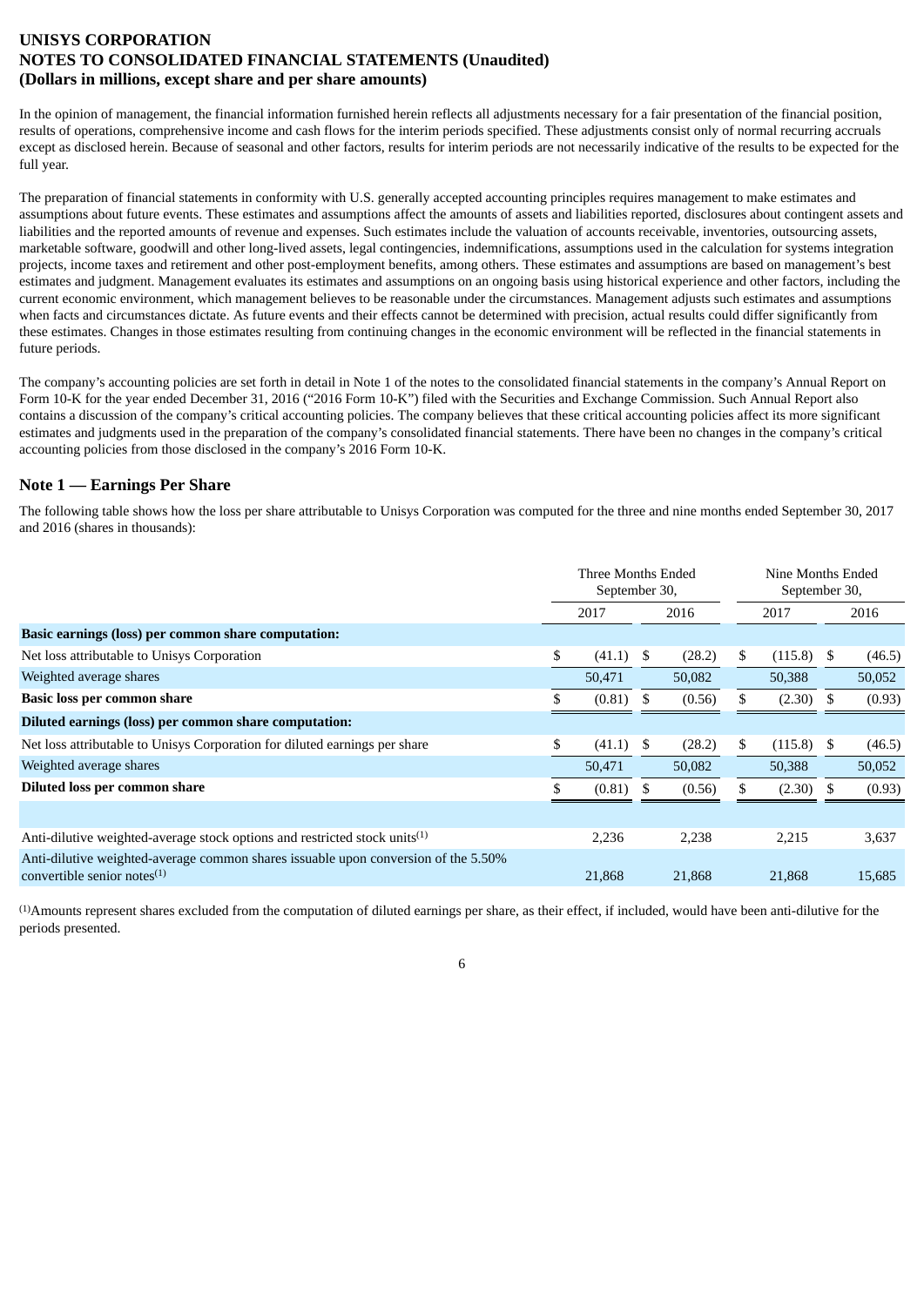# UNISYS CORPORATION
# NOTES TO CONSOLIDATED FINANCIAL STATEMENTS (Unaudited)
# (Dollars in millions, except share and per share amounts)

In the opinion of management, the financial information furnished herein reflects all adjustments necessary for a fair presentation of the financial position, results of operations, comprehensive income and cash flows for the interim periods specified. These adjustments consist only of normal recurring accruals except as disclosed herein. Because of seasonal and other factors, results for interim periods are not necessarily indicative of the results to be expected for the full year.

The preparation of financial statements in conformity with U.S. generally accepted accounting principles requires management to make estimates and assumptions about future events. These estimates and assumptions affect the amounts of assets and liabilities reported, disclosures about contingent assets and liabilities and the reported amounts of revenue and expenses. Such estimates include the valuation of accounts receivable, inventories, outsourcing assets, marketable software, goodwill and other long-lived assets, legal contingencies, indemnifications, assumptions used in the calculation for systems integration projects, income taxes and retirement and other post-employment benefits, among others. These estimates and assumptions are based on management's best estimates and judgment. Management evaluates its estimates and assumptions on an ongoing basis using historical experience and other factors, including the current economic environment, which management believes to be reasonable under the circumstances. Management adjusts such estimates and assumptions when facts and circumstances dictate. As future events and their effects cannot be determined with precision, actual results could differ significantly from these estimates. Changes in those estimates resulting from continuing changes in the economic environment will be reflected in the financial statements in future periods.

The company's accounting policies are set forth in detail in Note 1 of the notes to the consolidated financial statements in the company's Annual Report on Form 10-K for the year ended December 31, 2016 ("2016 Form 10-K") filed with the Securities and Exchange Commission. Such Annual Report also contains a discussion of the company's critical accounting policies. The company believes that these critical accounting policies affect its more significant estimates and judgments used in the preparation of the company's consolidated financial statements. There have been no changes in the company's critical accounting policies from those disclosed in the company's 2016 Form 10-K.

## Note 1 — Earnings Per Share

The following table shows how the loss per share attributable to Unisys Corporation was computed for the three and nine months ended September 30, 2017 and 2016 (shares in thousands):

| | Three Months Ended September 30, | | Nine Months Ended September 30, | |
|---|---|---|---|---|
| | 2017 | 2016 | 2017 | 2016 |
| **Basic earnings (loss) per common share computation:** | | | | |
| Net loss attributable to Unisys Corporation | $ (41.1) | $ (28.2) | $ (115.8) | $ (46.5) |
| Weighted average shares | 50,471 | 50,082 | 50,388 | 50,052 |
| **Basic loss per common share** | $ (0.81) | $ (0.56) | $ (2.30) | $ (0.93) |
| **Diluted earnings (loss) per common share computation:** | | | | |
| Net loss attributable to Unisys Corporation for diluted earnings per share | $ (41.1) | $ (28.2) | $ (115.8) | $ (46.5) |
| Weighted average shares | 50,471 | 50,082 | 50,388 | 50,052 |
| **Diluted loss per common share** | $ (0.81) | $ (0.56) | $ (2.30) | $ (0.93) |
| | | | | |
| Anti-dilutive weighted-average stock options and restricted stock units[(1)] | 2,236 | 2,238 | 2,215 | 3,637 |
| Anti-dilutive weighted-average common shares issuable upon conversion of the 5.50% convertible senior notes[(1)] | 21,868 | 21,868 | 21,868 | 15,685 |

[(1)]Amounts represent shares excluded from the computation of diluted earnings per share, as their effect, if included, would have been anti-dilutive for the periods presented.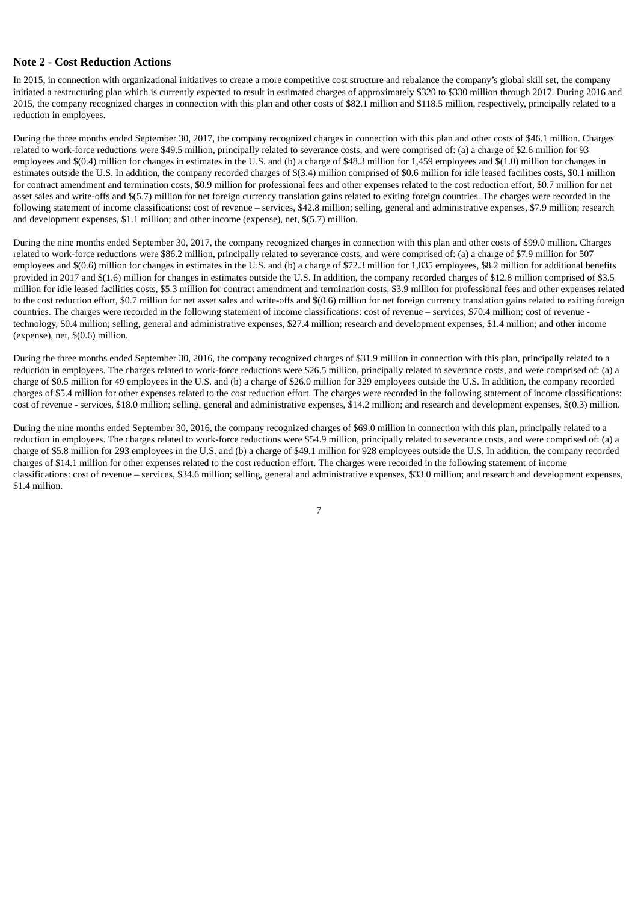## Note 2 - Cost Reduction Actions

In 2015, in connection with organizational initiatives to create a more competitive cost structure and rebalance the company's global skill set, the company initiated a restructuring plan which is currently expected to result in estimated charges of approximately $320 to $330 million through 2017. During 2016 and 2015, the company recognized charges in connection with this plan and other costs of $82.1 million and $118.5 million, respectively, principally related to a reduction in employees.

During the three months ended September 30, 2017, the company recognized charges in connection with this plan and other costs of $46.1 million. Charges related to work-force reductions were $49.5 million, principally related to severance costs, and were comprised of: (a) a charge of $2.6 million for 93 employees and $(0.4) million for changes in estimates in the U.S. and (b) a charge of $48.3 million for 1,459 employees and $(1.0) million for changes in estimates outside the U.S. In addition, the company recorded charges of $(3.4) million comprised of $0.6 million for idle leased facilities costs, $0.1 million for contract amendment and termination costs, $0.9 million for professional fees and other expenses related to the cost reduction effort, $0.7 million for net asset sales and write-offs and $(5.7) million for net foreign currency translation gains related to exiting foreign countries. The charges were recorded in the following statement of income classifications: cost of revenue – services, $42.8 million; selling, general and administrative expenses, $7.9 million; research and development expenses, $1.1 million; and other income (expense), net, $(5.7) million.

During the nine months ended September 30, 2017, the company recognized charges in connection with this plan and other costs of $99.0 million. Charges related to work-force reductions were $86.2 million, principally related to severance costs, and were comprised of: (a) a charge of $7.9 million for 507 employees and $(0.6) million for changes in estimates in the U.S. and (b) a charge of $72.3 million for 1,835 employees, $8.2 million for additional benefits provided in 2017 and $(1.6) million for changes in estimates outside the U.S. In addition, the company recorded charges of $12.8 million comprised of $3.5 million for idle leased facilities costs, $5.3 million for contract amendment and termination costs, $3.9 million for professional fees and other expenses related to the cost reduction effort, $0.7 million for net asset sales and write-offs and $(0.6) million for net foreign currency translation gains related to exiting foreign countries. The charges were recorded in the following statement of income classifications: cost of revenue – services, $70.4 million; cost of revenue - technology, $0.4 million; selling, general and administrative expenses, $27.4 million; research and development expenses, $1.4 million; and other income (expense), net, $(0.6) million.

During the three months ended September 30, 2016, the company recognized charges of $31.9 million in connection with this plan, principally related to a reduction in employees. The charges related to work-force reductions were $26.5 million, principally related to severance costs, and were comprised of: (a) a charge of $0.5 million for 49 employees in the U.S. and (b) a charge of $26.0 million for 329 employees outside the U.S. In addition, the company recorded charges of $5.4 million for other expenses related to the cost reduction effort. The charges were recorded in the following statement of income classifications: cost of revenue - services, $18.0 million; selling, general and administrative expenses, $14.2 million; and research and development expenses, $(0.3) million.

During the nine months ended September 30, 2016, the company recognized charges of $69.0 million in connection with this plan, principally related to a reduction in employees. The charges related to work-force reductions were $54.9 million, principally related to severance costs, and were comprised of: (a) a charge of $5.8 million for 293 employees in the U.S. and (b) a charge of $49.1 million for 928 employees outside the U.S. In addition, the company recorded charges of $14.1 million for other expenses related to the cost reduction effort. The charges were recorded in the following statement of income classifications: cost of revenue – services, $34.6 million; selling, general and administrative expenses, $33.0 million; and research and development expenses, $1.4 million.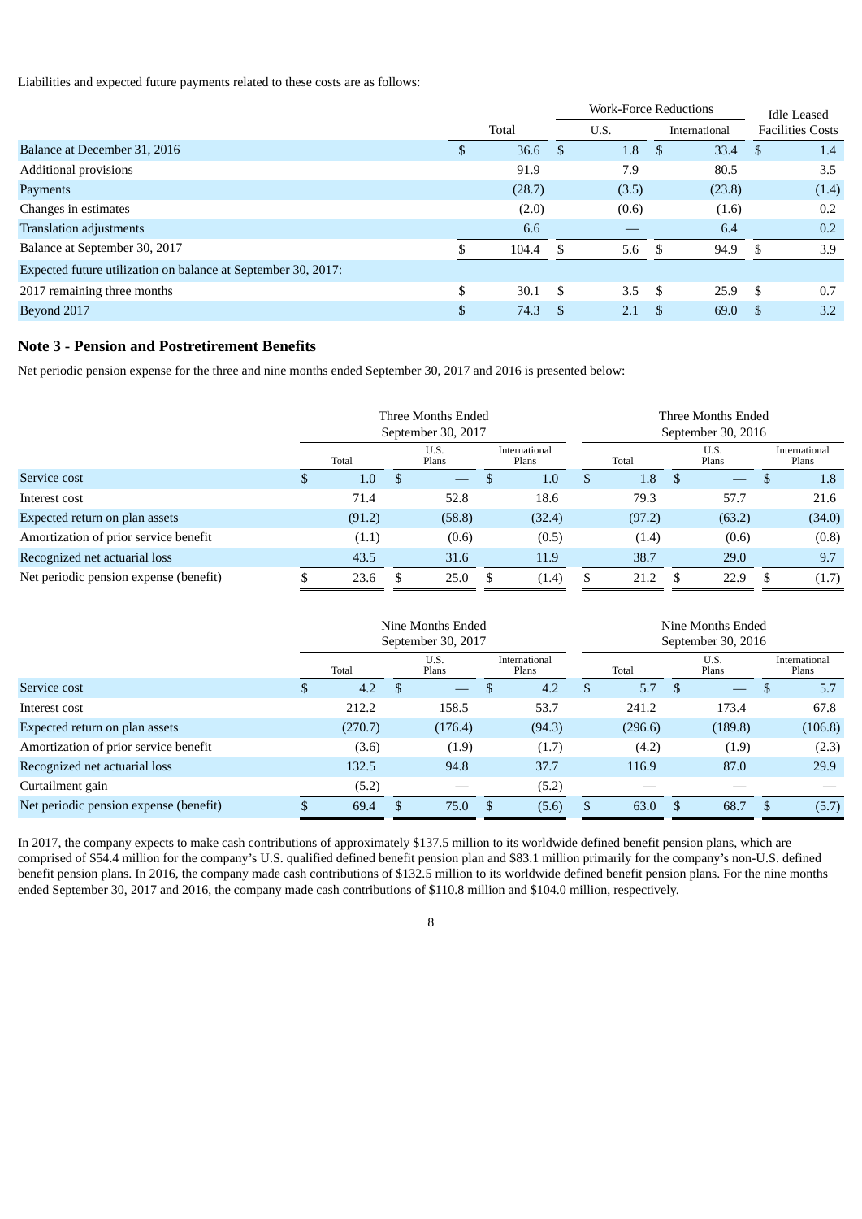Liabilities and expected future payments related to these costs are as follows:

| | Total | Work-Force Reductions | | Idle Leased Facilities Costs |
|---|---|---|---|---|
| | | U.S. | International | |
| Balance at December 31, 2016 | $ 36.6 | $ 1.8 | $ 33.4 | $ 1.4 |
| Additional provisions | 91.9 | 7.9 | 80.5 | 3.5 |
| Payments | (28.7) | (3.5) | (23.8) | (1.4) |
| Changes in estimates | (2.0) | (0.6) | (1.6) | 0.2 |
| Translation adjustments | 6.6 | — | 6.4 | 0.2 |
| Balance at September 30, 2017 | $ 104.4 | $ 5.6 | $ 94.9 | $ 3.9 |
| Expected future utilization on balance at September 30, 2017: | | | | |
| 2017 remaining three months | $ 30.1 | $ 3.5 | $ 25.9 | $ 0.7 |
| Beyond 2017 | $ 74.3 | $ 2.1 | $ 69.0 | $ 3.2 |

## Note 3 - Pension and Postretirement Benefits

Net periodic pension expense for the three and nine months ended September 30, 2017 and 2016 is presented below:

| | Three Months Ended September 30, 2017 | | | Three Months Ended September 30, 2016 | | |
|---|---|---|---|---|---|---|
| | Total | U.S. Plans | International Plans | Total | U.S. Plans | International Plans |
| Service cost | $ 1.0 | $ — | $ 1.0 | $ 1.8 | $ — | $ 1.8 |
| Interest cost | 71.4 | 52.8 | 18.6 | 79.3 | 57.7 | 21.6 |
| Expected return on plan assets | (91.2) | (58.8) | (32.4) | (97.2) | (63.2) | (34.0) |
| Amortization of prior service benefit | (1.1) | (0.6) | (0.5) | (1.4) | (0.6) | (0.8) |
| Recognized net actuarial loss | 43.5 | 31.6 | 11.9 | 38.7 | 29.0 | 9.7 |
| Net periodic pension expense (benefit) | $ 23.6 | $ 25.0 | $ (1.4) | $ 21.2 | $ 22.9 | $ (1.7) |

| | Nine Months Ended September 30, 2017 | | | Nine Months Ended September 30, 2016 | | |
|---|---|---|---|---|---|---|
| | Total | U.S. Plans | International Plans | Total | U.S. Plans | International Plans |
| Service cost | $ 4.2 | $ — | $ 4.2 | $ 5.7 | $ — | $ 5.7 |
| Interest cost | 212.2 | 158.5 | 53.7 | 241.2 | 173.4 | 67.8 |
| Expected return on plan assets | (270.7) | (176.4) | (94.3) | (296.6) | (189.8) | (106.8) |
| Amortization of prior service benefit | (3.6) | (1.9) | (1.7) | (4.2) | (1.9) | (2.3) |
| Recognized net actuarial loss | 132.5 | 94.8 | 37.7 | 116.9 | 87.0 | 29.9 |
| Curtailment gain | (5.2) | — | (5.2) | — | — | — |
| Net periodic pension expense (benefit) | $ 69.4 | $ 75.0 | $ (5.6) | $ 63.0 | $ 68.7 | $ (5.7) |

In 2017, the company expects to make cash contributions of approximately $137.5 million to its worldwide defined benefit pension plans, which are comprised of $54.4 million for the company's U.S. qualified defined benefit pension plan and $83.1 million primarily for the company's non-U.S. defined benefit pension plans. In 2016, the company made cash contributions of $132.5 million to its worldwide defined benefit pension plans. For the nine months ended September 30, 2017 and 2016, the company made cash contributions of $110.8 million and $104.0 million, respectively.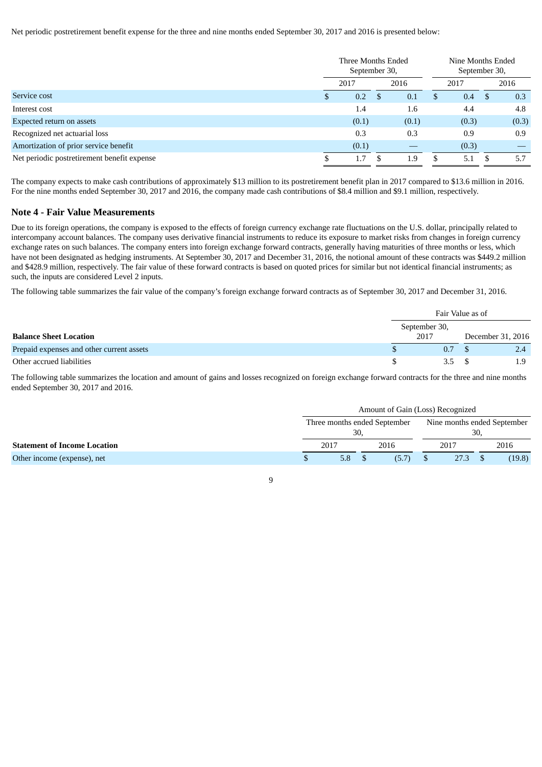Net periodic postretirement benefit expense for the three and nine months ended September 30, 2017 and 2016 is presented below:

| | Three Months Ended September 30, | | Nine Months Ended September 30, | |
|---|---|---|---|---|
| | 2017 | 2016 | 2017 | 2016 |
| Service cost | $ 0.2 | $ 0.1 | $ 0.4 | $ 0.3 |
| Interest cost | 1.4 | 1.6 | 4.4 | 4.8 |
| Expected return on assets | (0.1) | (0.1) | (0.3) | (0.3) |
| Recognized net actuarial loss | 0.3 | 0.3 | 0.9 | 0.9 |
| Amortization of prior service benefit | (0.1) | — | (0.3) | — |
| Net periodic postretirement benefit expense | $ 1.7 | $ 1.9 | $ 5.1 | $ 5.7 |

The company expects to make cash contributions of approximately $13 million to its postretirement benefit plan in 2017 compared to $13.6 million in 2016. For the nine months ended September 30, 2017 and 2016, the company made cash contributions of $8.4 million and $9.1 million, respectively.

## Note 4 - Fair Value Measurements

Due to its foreign operations, the company is exposed to the effects of foreign currency exchange rate fluctuations on the U.S. dollar, principally related to intercompany account balances. The company uses derivative financial instruments to reduce its exposure to market risks from changes in foreign currency exchange rates on such balances. The company enters into foreign exchange forward contracts, generally having maturities of three months or less, which have not been designated as hedging instruments. At September 30, 2017 and December 31, 2016, the notional amount of these contracts was $449.2 million and $428.9 million, respectively. The fair value of these forward contracts is based on quoted prices for similar but not identical financial instruments; as such, the inputs are considered Level 2 inputs.

The following table summarizes the fair value of the company's foreign exchange forward contracts as of September 30, 2017 and December 31, 2016.

| | Fair Value as of | |
|---|---|---|
| **Balance Sheet Location** | September 30, 2017 | December 31, 2016 |
| Prepaid expenses and other current assets | $ 0.7 | $ 2.4 |
| Other accrued liabilities | $ 3.5 | $ 1.9 |

The following table summarizes the location and amount of gains and losses recognized on foreign exchange forward contracts for the three and nine months ended September 30, 2017 and 2016.

| | Amount of Gain (Loss) Recognized | | | |
|---|---|---|---|---|
| | Three months ended September 30, | | Nine months ended September 30, | |
| **Statement of Income Location** | 2017 | 2016 | 2017 | 2016 |
| Other income (expense), net | $ 5.8 | $ (5.7) | $ 27.3 | $ (19.8) |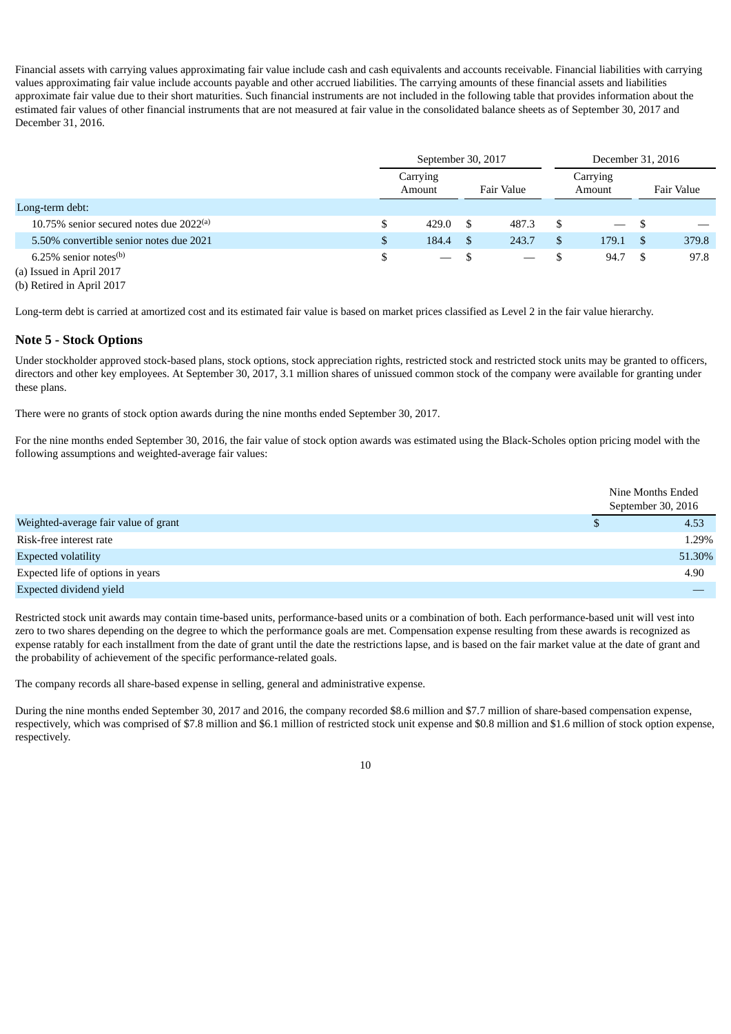Financial assets with carrying values approximating fair value include cash and cash equivalents and accounts receivable. Financial liabilities with carrying values approximating fair value include accounts payable and other accrued liabilities. The carrying amounts of these financial assets and liabilities approximate fair value due to their short maturities. Such financial instruments are not included in the following table that provides information about the estimated fair values of other financial instruments that are not measured at fair value in the consolidated balance sheets as of September 30, 2017 and December 31, 2016.

| | September 30, 2017 | | December 31, 2016 | |
|---|---|---|---|---|
| | Carrying Amount | Fair Value | Carrying Amount | Fair Value |
| Long-term debt: | | | | |
| 10.75% senior secured notes due 2022[a] | $ 429.0 | $ 487.3 | $ — | $ — |
| 5.50% convertible senior notes due 2021 | $ 184.4 | $ 243.7 | $ 179.1 | $ 379.8 |
| 6.25% senior notes[b] | $ — | $ — | $ 94.7 | $ 97.8 |

(a) Issued in April 2017

(b) Retired in April 2017

Long-term debt is carried at amortized cost and its estimated fair value is based on market prices classified as Level 2 in the fair value hierarchy.

## Note 5 - Stock Options

Under stockholder approved stock-based plans, stock options, stock appreciation rights, restricted stock and restricted stock units may be granted to officers, directors and other key employees. At September 30, 2017, 3.1 million shares of unissued common stock of the company were available for granting under these plans.

There were no grants of stock option awards during the nine months ended September 30, 2017.

For the nine months ended September 30, 2016, the fair value of stock option awards was estimated using the Black-Scholes option pricing model with the following assumptions and weighted-average fair values:

| | Nine Months Ended September 30, 2016 |
|---|---|
| Weighted-average fair value of grant | $ 4.53 |
| Risk-free interest rate | 1.29% |
| Expected volatility | 51.30% |
| Expected life of options in years | 4.90 |
| Expected dividend yield | — |

Restricted stock unit awards may contain time-based units, performance-based units or a combination of both. Each performance-based unit will vest into zero to two shares depending on the degree to which the performance goals are met. Compensation expense resulting from these awards is recognized as expense ratably for each installment from the date of grant until the date the restrictions lapse, and is based on the fair market value at the date of grant and the probability of achievement of the specific performance-related goals.

The company records all share-based expense in selling, general and administrative expense.

During the nine months ended September 30, 2017 and 2016, the company recorded $8.6 million and $7.7 million of share-based compensation expense, respectively, which was comprised of $7.8 million and $6.1 million of restricted stock unit expense and $0.8 million and $1.6 million of stock option expense, respectively.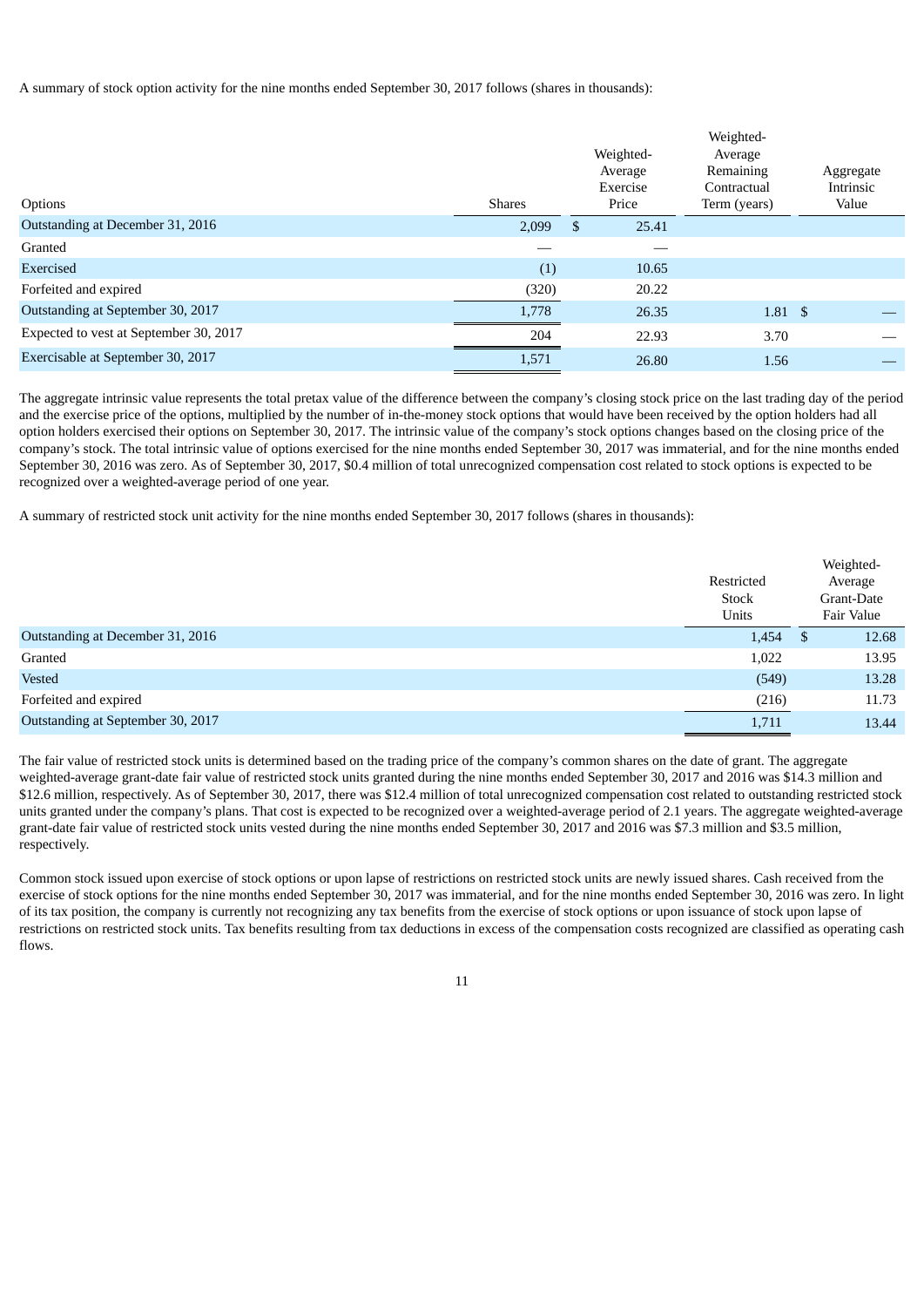A summary of stock option activity for the nine months ended September 30, 2017 follows (shares in thousands):

| Options | Shares | Weighted-Average Exercise Price | Weighted-Average Remaining Contractual Term (years) | Aggregate Intrinsic Value |
|---|---|---|---|---|
| Outstanding at December 31, 2016 | 2,099 | $ 25.41 | | |
| Granted | — | — | | |
| Exercised | (1) | 10.65 | | |
| Forfeited and expired | (320) | 20.22 | | |
| Outstanding at September 30, 2017 | 1,778 | 26.35 | 1.81 | $ — |
| Expected to vest at September 30, 2017 | 204 | 22.93 | 3.70 | — |
| Exercisable at September 30, 2017 | 1,571 | 26.80 | 1.56 | — |

The aggregate intrinsic value represents the total pretax value of the difference between the company's closing stock price on the last trading day of the period and the exercise price of the options, multiplied by the number of in-the-money stock options that would have been received by the option holders had all option holders exercised their options on September 30, 2017. The intrinsic value of the company's stock options changes based on the closing price of the company's stock. The total intrinsic value of options exercised for the nine months ended September 30, 2017 was immaterial, and for the nine months ended September 30, 2016 was zero. As of September 30, 2017, $0.4 million of total unrecognized compensation cost related to stock options is expected to be recognized over a weighted-average period of one year.

A summary of restricted stock unit activity for the nine months ended September 30, 2017 follows (shares in thousands):

| | Restricted Stock Units | Weighted-Average Grant-Date Fair Value |
|---|---|---|
| Outstanding at December 31, 2016 | 1,454 | $ 12.68 |
| Granted | 1,022 | 13.95 |
| Vested | (549) | 13.28 |
| Forfeited and expired | (216) | 11.73 |
| Outstanding at September 30, 2017 | 1,711 | 13.44 |

The fair value of restricted stock units is determined based on the trading price of the company's common shares on the date of grant. The aggregate weighted-average grant-date fair value of restricted stock units granted during the nine months ended September 30, 2017 and 2016 was $14.3 million and $12.6 million, respectively. As of September 30, 2017, there was $12.4 million of total unrecognized compensation cost related to outstanding restricted stock units granted under the company's plans. That cost is expected to be recognized over a weighted-average period of 2.1 years. The aggregate weighted-average grant-date fair value of restricted stock units vested during the nine months ended September 30, 2017 and 2016 was $7.3 million and $3.5 million, respectively.

Common stock issued upon exercise of stock options or upon lapse of restrictions on restricted stock units are newly issued shares. Cash received from the exercise of stock options for the nine months ended September 30, 2017 was immaterial, and for the nine months ended September 30, 2016 was zero. In light of its tax position, the company is currently not recognizing any tax benefits from the exercise of stock options or upon issuance of stock upon lapse of restrictions on restricted stock units. Tax benefits resulting from tax deductions in excess of the compensation costs recognized are classified as operating cash flows.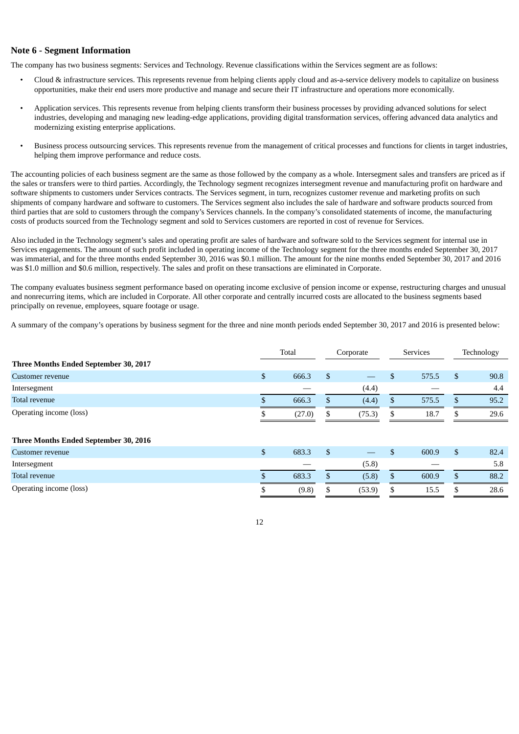## Note 6 - Segment Information

The company has two business segments: Services and Technology. Revenue classifications within the Services segment are as follows:

- Cloud & infrastructure services. This represents revenue from helping clients apply cloud and as-a-service delivery models to capitalize on business opportunities, make their end users more productive and manage and secure their IT infrastructure and operations more economically.
- Application services. This represents revenue from helping clients transform their business processes by providing advanced solutions for select industries, developing and managing new leading-edge applications, providing digital transformation services, offering advanced data analytics and modernizing existing enterprise applications.
- Business process outsourcing services. This represents revenue from the management of critical processes and functions for clients in target industries, helping them improve performance and reduce costs.

The accounting policies of each business segment are the same as those followed by the company as a whole. Intersegment sales and transfers are priced as if the sales or transfers were to third parties. Accordingly, the Technology segment recognizes intersegment revenue and manufacturing profit on hardware and software shipments to customers under Services contracts. The Services segment, in turn, recognizes customer revenue and marketing profits on such shipments of company hardware and software to customers. The Services segment also includes the sale of hardware and software products sourced from third parties that are sold to customers through the company's Services channels. In the company's consolidated statements of income, the manufacturing costs of products sourced from the Technology segment and sold to Services customers are reported in cost of revenue for Services.

Also included in the Technology segment's sales and operating profit are sales of hardware and software sold to the Services segment for internal use in Services engagements. The amount of such profit included in operating income of the Technology segment for the three months ended September 30, 2017 was immaterial, and for the three months ended September 30, 2016 was $0.1 million. The amount for the nine months ended September 30, 2017 and 2016 was $1.0 million and $0.6 million, respectively. The sales and profit on these transactions are eliminated in Corporate.

The company evaluates business segment performance based on operating income exclusive of pension income or expense, restructuring charges and unusual and nonrecurring items, which are included in Corporate. All other corporate and centrally incurred costs are allocated to the business segments based principally on revenue, employees, square footage or usage.

A summary of the company's operations by business segment for the three and nine month periods ended September 30, 2017 and 2016 is presented below:

| | Total | Corporate | Services | Technology |
|---|---|---|---|---|
| **Three Months Ended September 30, 2017** | | | | |
| Customer revenue | $ 666.3 | $ — | $ 575.5 | $ 90.8 |
| Intersegment | — | (4.4) | — | 4.4 |
| Total revenue | $ 666.3 | $ (4.4) | $ 575.5 | $ 95.2 |
| Operating income (loss) | $ (27.0) | $ (75.3) | $ 18.7 | $ 29.6 |
| **Three Months Ended September 30, 2016** | | | | |
| Customer revenue | $ 683.3 | $ — | $ 600.9 | $ 82.4 |
| Intersegment | — | (5.8) | — | 5.8 |
| Total revenue | $ 683.3 | $ (5.8) | $ 600.9 | $ 88.2 |
| Operating income (loss) | $ (9.8) | $ (53.9) | $ 15.5 | $ 28.6 |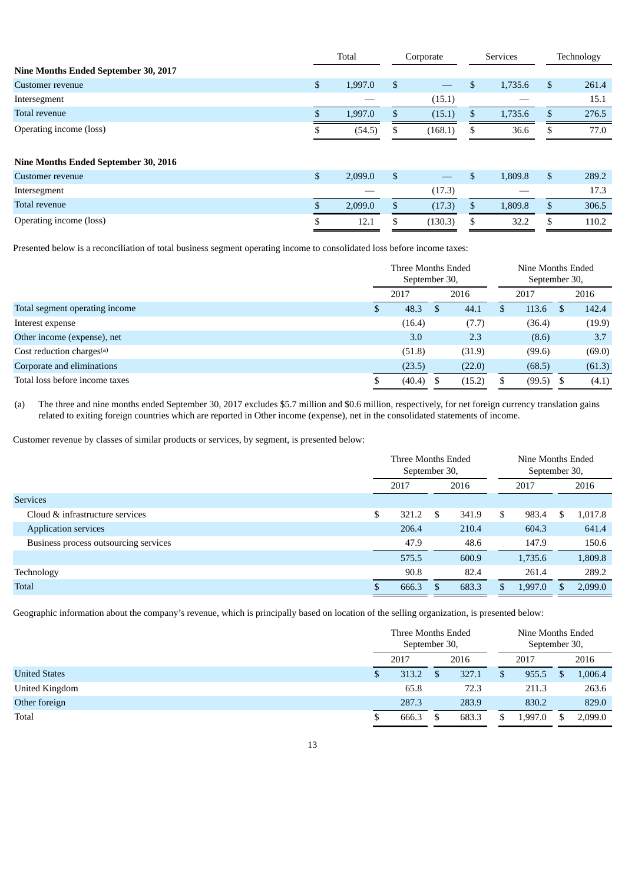| | Total | Corporate | Services | Technology |
|---|---|---|---|---|
| **Nine Months Ended September 30, 2017** | | | | |
| Customer revenue | $ 1,997.0 | $ — | $ 1,735.6 | $ 261.4 |
| Intersegment | — | (15.1) | — | 15.1 |
| Total revenue | $ 1,997.0 | $ (15.1) | $ 1,735.6 | $ 276.5 |
| Operating income (loss) | $ (54.5) | $ (168.1) | $ 36.6 | $ 77.0 |
| **Nine Months Ended September 30, 2016** | | | | |
| Customer revenue | $ 2,099.0 | $ — | $ 1,809.8 | $ 289.2 |
| Intersegment | — | (17.3) | — | 17.3 |
| Total revenue | $ 2,099.0 | $ (17.3) | $ 1,809.8 | $ 306.5 |
| Operating income (loss) | $ 12.1 | $ (130.3) | $ 32.2 | $ 110.2 |

Presented below is a reconciliation of total business segment operating income to consolidated loss before income taxes:

| | Three Months Ended September 30, | | Nine Months Ended September 30, | |
|---|---|---|---|---|
| | 2017 | 2016 | 2017 | 2016 |
| Total segment operating income | $ 48.3 | $ 44.1 | $ 113.6 | $ 142.4 |
| Interest expense | (16.4) | (7.7) | (36.4) | (19.9) |
| Other income (expense), net | 3.0 | 2.3 | (8.6) | 3.7 |
| Cost reduction charges[(a)] | (51.8) | (31.9) | (99.6) | (69.0) |
| Corporate and eliminations | (23.5) | (22.0) | (68.5) | (61.3) |
| Total loss before income taxes | $ (40.4) | $ (15.2) | $ (99.5) | $ (4.1) |

(a) The three and nine months ended September 30, 2017 excludes $5.7 million and $0.6 million, respectively, for net foreign currency translation gains related to exiting foreign countries which are reported in Other income (expense), net in the consolidated statements of income.

Customer revenue by classes of similar products or services, by segment, is presented below:

| | Three Months Ended September 30, | | Nine Months Ended September 30, | |
|---|---|---|---|---|
| | 2017 | 2016 | 2017 | 2016 |
| Services | | | | |
| Cloud & infrastructure services | $ 321.2 | $ 341.9 | $ 983.4 | $ 1,017.8 |
| Application services | 206.4 | 210.4 | 604.3 | 641.4 |
| Business process outsourcing services | 47.9 | 48.6 | 147.9 | 150.6 |
| | 575.5 | 600.9 | 1,735.6 | 1,809.8 |
| Technology | 90.8 | 82.4 | 261.4 | 289.2 |
| Total | $ 666.3 | $ 683.3 | $ 1,997.0 | $ 2,099.0 |

Geographic information about the company's revenue, which is principally based on location of the selling organization, is presented below:

| | Three Months Ended September 30, | | Nine Months Ended September 30, | |
|---|---|---|---|---|
| | 2017 | 2016 | 2017 | 2016 |
| United States | $ 313.2 | $ 327.1 | $ 955.5 | $ 1,006.4 |
| United Kingdom | 65.8 | 72.3 | 211.3 | 263.6 |
| Other foreign | 287.3 | 283.9 | 830.2 | 829.0 |
| Total | $ 666.3 | $ 683.3 | $ 1,997.0 | $ 2,099.0 |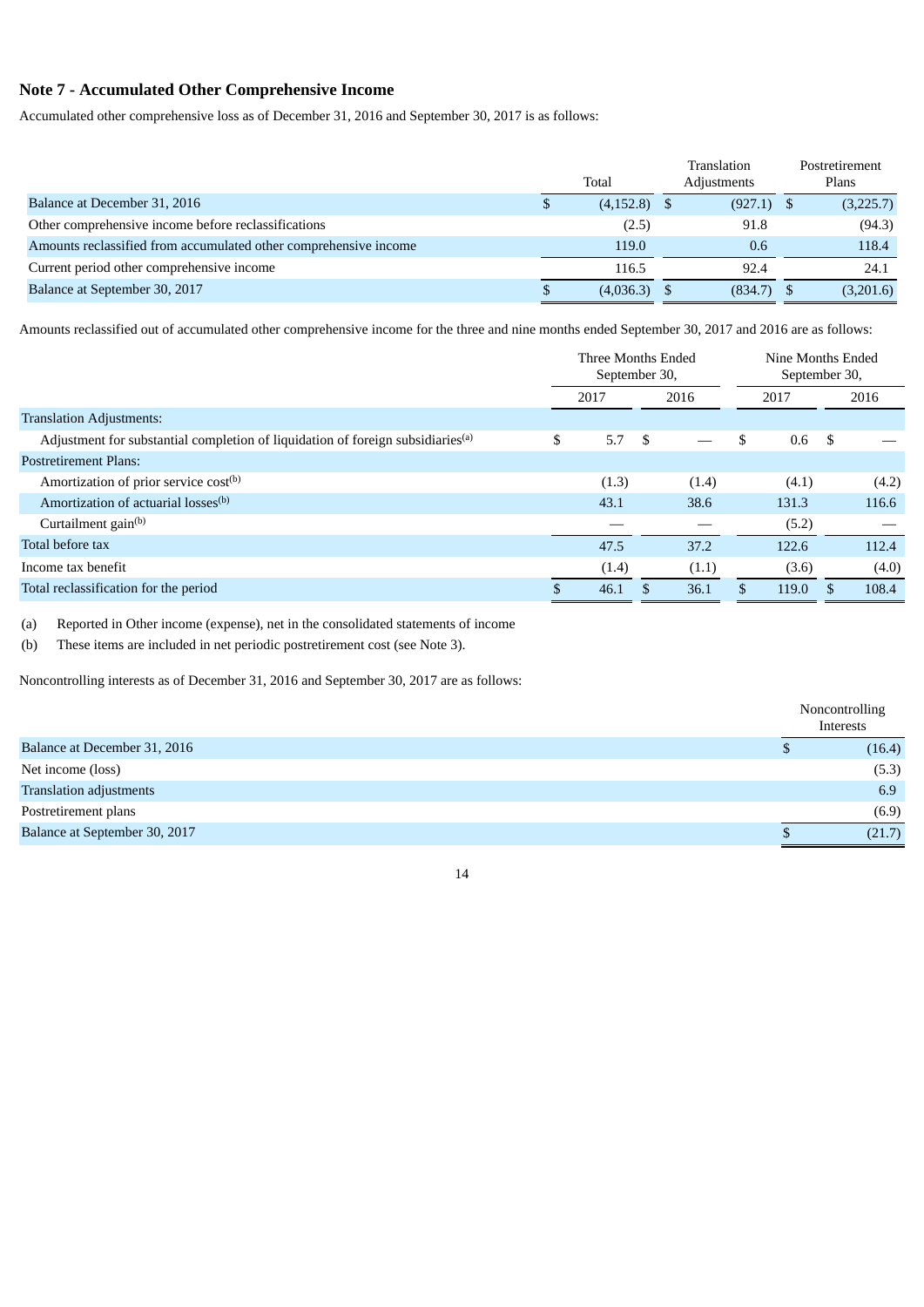## Note 7 - Accumulated Other Comprehensive Income

Accumulated other comprehensive loss as of December 31, 2016 and September 30, 2017 is as follows:

| | Total | Translation Adjustments | Postretirement Plans |
|---|---|---|---|
| Balance at December 31, 2016 | $ (4,152.8) | $ (927.1) | $ (3,225.7) |
| Other comprehensive income before reclassifications | (2.5) | 91.8 | (94.3) |
| Amounts reclassified from accumulated other comprehensive income | 119.0 | 0.6 | 118.4 |
| Current period other comprehensive income | 116.5 | 92.4 | 24.1 |
| Balance at September 30, 2017 | $ (4,036.3) | $ (834.7) | $ (3,201.6) |

Amounts reclassified out of accumulated other comprehensive income for the three and nine months ended September 30, 2017 and 2016 are as follows:

| | Three Months Ended September 30, | | Nine Months Ended September 30, | |
|---|---|---|---|---|
| | 2017 | 2016 | 2017 | 2016 |
| Translation Adjustments: | | | | |
| Adjustment for substantial completion of liquidation of foreign subsidiaries[(a)] | $ 5.7 | $ — | $ 0.6 | $ — |
| Postretirement Plans: | | | | |
| Amortization of prior service cost[(b)] | (1.3) | (1.4) | (4.1) | (4.2) |
| Amortization of actuarial losses[(b)] | 43.1 | 38.6 | 131.3 | 116.6 |
| Curtailment gain[(b)] | — | — | (5.2) | — |
| Total before tax | 47.5 | 37.2 | 122.6 | 112.4 |
| Income tax benefit | (1.4) | (1.1) | (3.6) | (4.0) |
| Total reclassification for the period | $ 46.1 | $ 36.1 | $ 119.0 | $ 108.4 |

(a) Reported in Other income (expense), net in the consolidated statements of income

(b) These items are included in net periodic postretirement cost (see Note 3).

Noncontrolling interests as of December 31, 2016 and September 30, 2017 are as follows:

| | Noncontrolling Interests |
|---|---|
| Balance at December 31, 2016 | $ (16.4) |
| Net income (loss) | (5.3) |
| Translation adjustments | 6.9 |
| Postretirement plans | (6.9) |
| Balance at September 30, 2017 | $ (21.7) |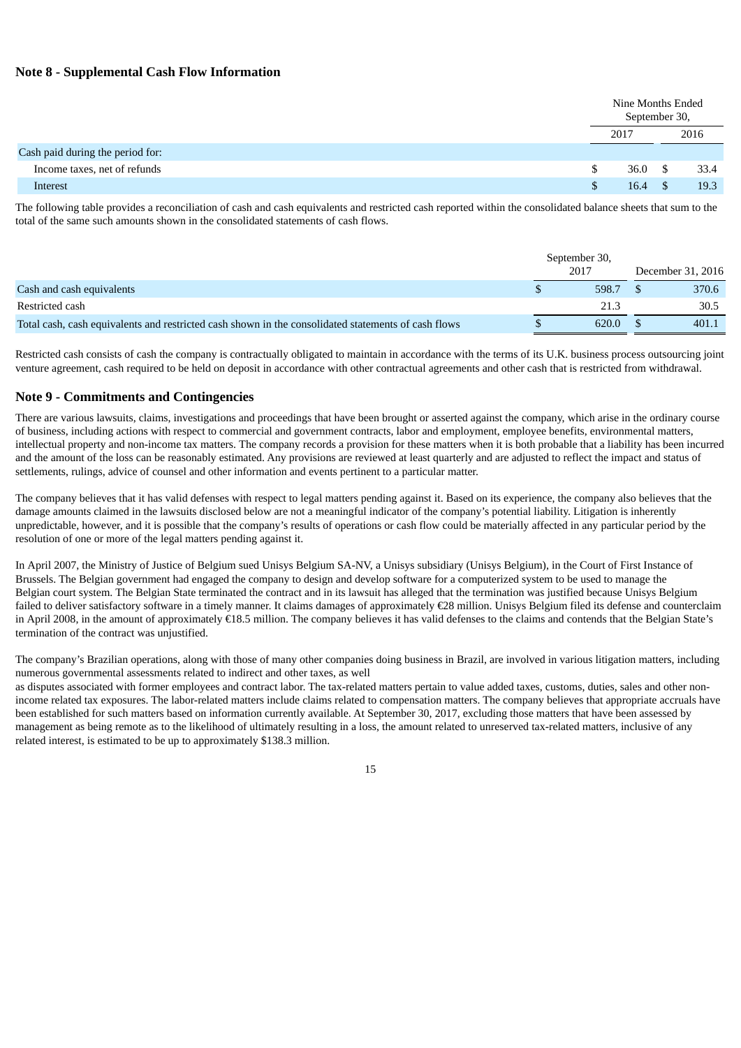## Note 8 - Supplemental Cash Flow Information

| | Nine Months Ended September 30, | |
|---|---|---|
| | 2017 | 2016 |
| Cash paid during the period for: | | |
| Income taxes, net of refunds | $ 36.0 | $ 33.4 |
| Interest | $ 16.4 | $ 19.3 |

The following table provides a reconciliation of cash and cash equivalents and restricted cash reported within the consolidated balance sheets that sum to the total of the same such amounts shown in the consolidated statements of cash flows.

| | September 30, 2017 | December 31, 2016 |
|---|---|---|
| Cash and cash equivalents | $ 598.7 | $ 370.6 |
| Restricted cash | 21.3 | 30.5 |
| Total cash, cash equivalents and restricted cash shown in the consolidated statements of cash flows | $ 620.0 | $ 401.1 |

Restricted cash consists of cash the company is contractually obligated to maintain in accordance with the terms of its U.K. business process outsourcing joint venture agreement, cash required to be held on deposit in accordance with other contractual agreements and other cash that is restricted from withdrawal.

## Note 9 - Commitments and Contingencies

There are various lawsuits, claims, investigations and proceedings that have been brought or asserted against the company, which arise in the ordinary course of business, including actions with respect to commercial and government contracts, labor and employment, employee benefits, environmental matters, intellectual property and non-income tax matters. The company records a provision for these matters when it is both probable that a liability has been incurred and the amount of the loss can be reasonably estimated. Any provisions are reviewed at least quarterly and are adjusted to reflect the impact and status of settlements, rulings, advice of counsel and other information and events pertinent to a particular matter.

The company believes that it has valid defenses with respect to legal matters pending against it. Based on its experience, the company also believes that the damage amounts claimed in the lawsuits disclosed below are not a meaningful indicator of the company's potential liability. Litigation is inherently unpredictable, however, and it is possible that the company's results of operations or cash flow could be materially affected in any particular period by the resolution of one or more of the legal matters pending against it.

In April 2007, the Ministry of Justice of Belgium sued Unisys Belgium SA-NV, a Unisys subsidiary (Unisys Belgium), in the Court of First Instance of Brussels. The Belgian government had engaged the company to design and develop software for a computerized system to be used to manage the Belgian court system. The Belgian State terminated the contract and in its lawsuit has alleged that the termination was justified because Unisys Belgium failed to deliver satisfactory software in a timely manner. It claims damages of approximately €28 million. Unisys Belgium filed its defense and counterclaim in April 2008, in the amount of approximately €18.5 million. The company believes it has valid defenses to the claims and contends that the Belgian State's termination of the contract was unjustified.

The company's Brazilian operations, along with those of many other companies doing business in Brazil, are involved in various litigation matters, including numerous governmental assessments related to indirect and other taxes, as well as disputes associated with former employees and contract labor. The tax-related matters pertain to value added taxes, customs, duties, sales and other non-income related tax exposures. The labor-related matters include claims related to compensation matters. The company believes that appropriate accruals have been established for such matters based on information currently available. At September 30, 2017, excluding those matters that have been assessed by management as being remote as to the likelihood of ultimately resulting in a loss, the amount related to unreserved tax-related matters, inclusive of any related interest, is estimated to be up to approximately $138.3 million.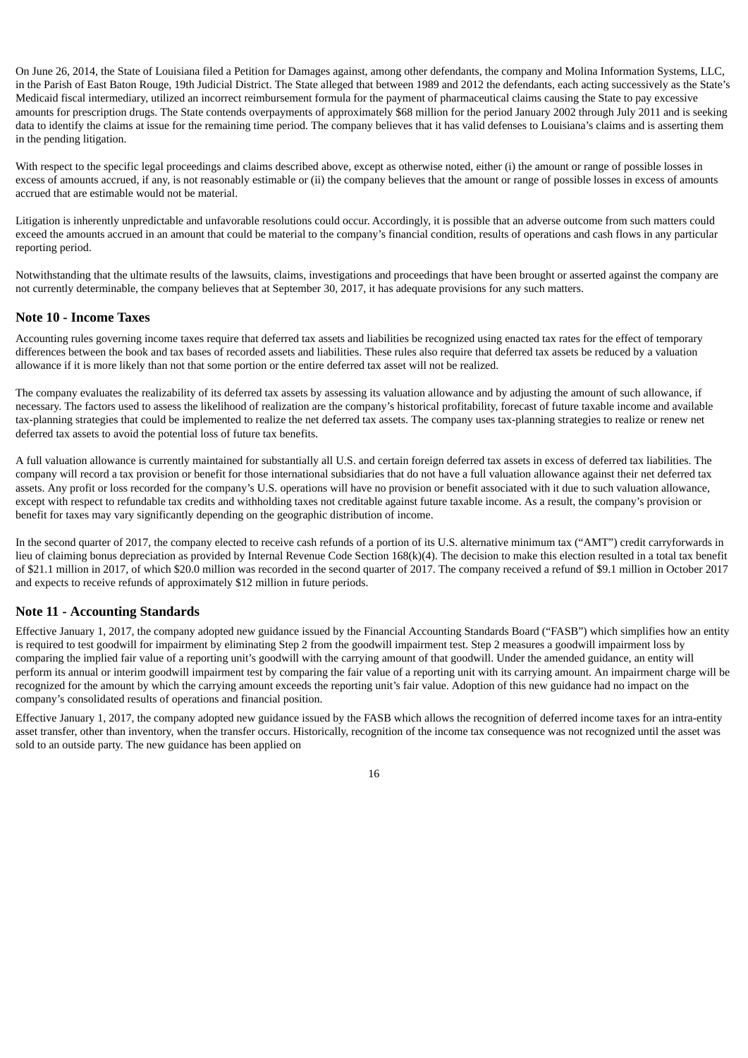On June 26, 2014, the State of Louisiana filed a Petition for Damages against, among other defendants, the company and Molina Information Systems, LLC, in the Parish of East Baton Rouge, 19th Judicial District. The State alleged that between 1989 and 2012 the defendants, each acting successively as the State's Medicaid fiscal intermediary, utilized an incorrect reimbursement formula for the payment of pharmaceutical claims causing the State to pay excessive amounts for prescription drugs. The State contends overpayments of approximately $68 million for the period January 2002 through July 2011 and is seeking data to identify the claims at issue for the remaining time period. The company believes that it has valid defenses to Louisiana's claims and is asserting them in the pending litigation.

With respect to the specific legal proceedings and claims described above, except as otherwise noted, either (i) the amount or range of possible losses in excess of amounts accrued, if any, is not reasonably estimable or (ii) the company believes that the amount or range of possible losses in excess of amounts accrued that are estimable would not be material.

Litigation is inherently unpredictable and unfavorable resolutions could occur. Accordingly, it is possible that an adverse outcome from such matters could exceed the amounts accrued in an amount that could be material to the company's financial condition, results of operations and cash flows in any particular reporting period.

Notwithstanding that the ultimate results of the lawsuits, claims, investigations and proceedings that have been brought or asserted against the company are not currently determinable, the company believes that at September 30, 2017, it has adequate provisions for any such matters.

## Note 10 - Income Taxes

Accounting rules governing income taxes require that deferred tax assets and liabilities be recognized using enacted tax rates for the effect of temporary differences between the book and tax bases of recorded assets and liabilities. These rules also require that deferred tax assets be reduced by a valuation allowance if it is more likely than not that some portion or the entire deferred tax asset will not be realized.

The company evaluates the realizability of its deferred tax assets by assessing its valuation allowance and by adjusting the amount of such allowance, if necessary. The factors used to assess the likelihood of realization are the company's historical profitability, forecast of future taxable income and available tax-planning strategies that could be implemented to realize the net deferred tax assets. The company uses tax-planning strategies to realize or renew net deferred tax assets to avoid the potential loss of future tax benefits.

A full valuation allowance is currently maintained for substantially all U.S. and certain foreign deferred tax assets in excess of deferred tax liabilities. The company will record a tax provision or benefit for those international subsidiaries that do not have a full valuation allowance against their net deferred tax assets. Any profit or loss recorded for the company's U.S. operations will have no provision or benefit associated with it due to such valuation allowance, except with respect to refundable tax credits and withholding taxes not creditable against future taxable income. As a result, the company's provision or benefit for taxes may vary significantly depending on the geographic distribution of income.

In the second quarter of 2017, the company elected to receive cash refunds of a portion of its U.S. alternative minimum tax ("AMT") credit carryforwards in lieu of claiming bonus depreciation as provided by Internal Revenue Code Section 168(k)(4). The decision to make this election resulted in a total tax benefit of $21.1 million in 2017, of which $20.0 million was recorded in the second quarter of 2017. The company received a refund of $9.1 million in October 2017 and expects to receive refunds of approximately $12 million in future periods.

## Note 11 - Accounting Standards

Effective January 1, 2017, the company adopted new guidance issued by the Financial Accounting Standards Board ("FASB") which simplifies how an entity is required to test goodwill for impairment by eliminating Step 2 from the goodwill impairment test. Step 2 measures a goodwill impairment loss by comparing the implied fair value of a reporting unit's goodwill with the carrying amount of that goodwill. Under the amended guidance, an entity will perform its annual or interim goodwill impairment test by comparing the fair value of a reporting unit with its carrying amount. An impairment charge will be recognized for the amount by which the carrying amount exceeds the reporting unit's fair value. Adoption of this new guidance had no impact on the company's consolidated results of operations and financial position.

Effective January 1, 2017, the company adopted new guidance issued by the FASB which allows the recognition of deferred income taxes for an intra-entity asset transfer, other than inventory, when the transfer occurs. Historically, recognition of the income tax consequence was not recognized until the asset was sold to an outside party. The new guidance has been applied on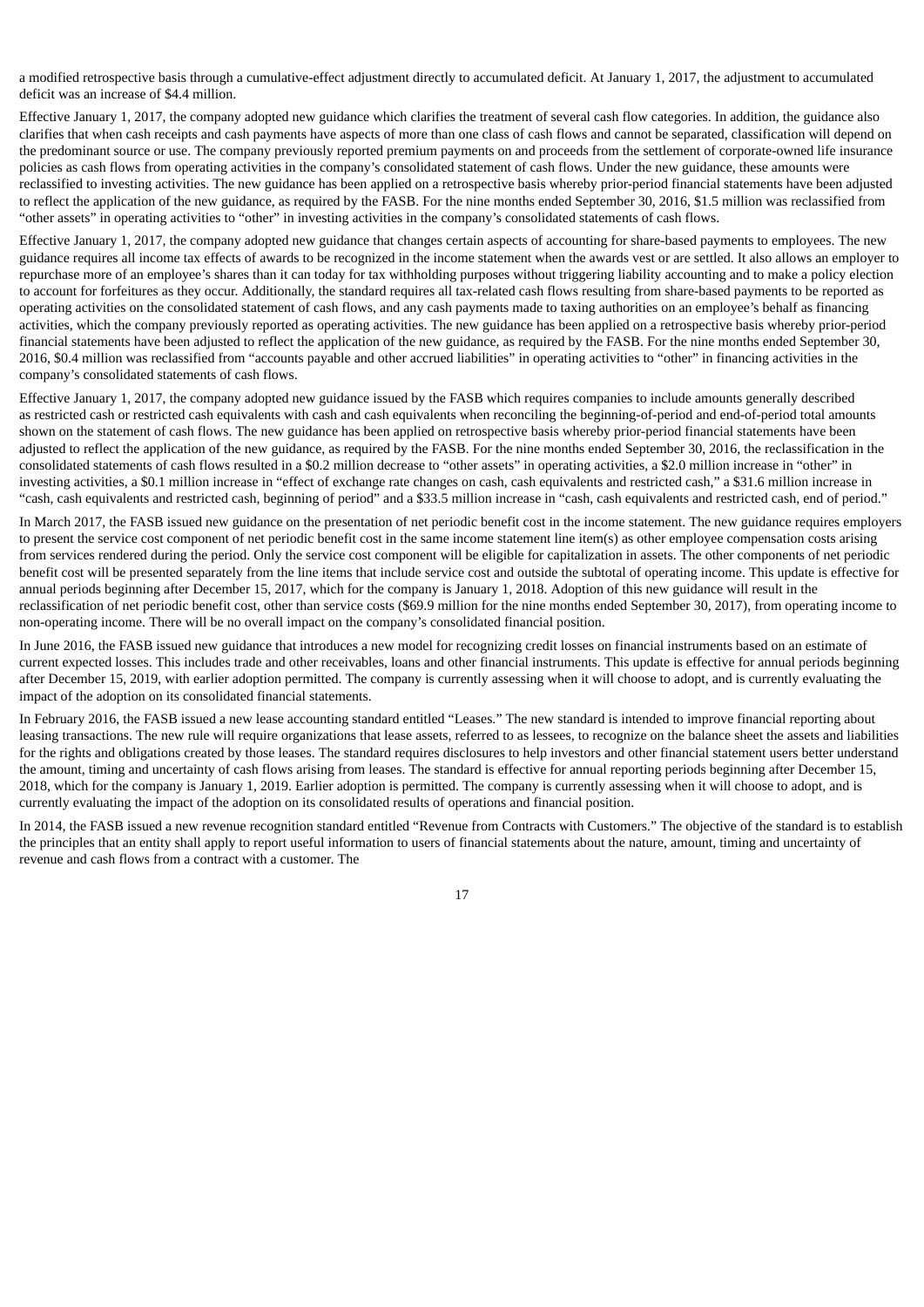a modified retrospective basis through a cumulative-effect adjustment directly to accumulated deficit. At January 1, 2017, the adjustment to accumulated deficit was an increase of $4.4 million.

Effective January 1, 2017, the company adopted new guidance which clarifies the treatment of several cash flow categories. In addition, the guidance also clarifies that when cash receipts and cash payments have aspects of more than one class of cash flows and cannot be separated, classification will depend on the predominant source or use. The company previously reported premium payments on and proceeds from the settlement of corporate-owned life insurance policies as cash flows from operating activities in the company's consolidated statement of cash flows. Under the new guidance, these amounts were reclassified to investing activities. The new guidance has been applied on a retrospective basis whereby prior-period financial statements have been adjusted to reflect the application of the new guidance, as required by the FASB. For the nine months ended September 30, 2016, $1.5 million was reclassified from "other assets" in operating activities to "other" in investing activities in the company's consolidated statements of cash flows.

Effective January 1, 2017, the company adopted new guidance that changes certain aspects of accounting for share-based payments to employees. The new guidance requires all income tax effects of awards to be recognized in the income statement when the awards vest or are settled. It also allows an employer to repurchase more of an employee's shares than it can today for tax withholding purposes without triggering liability accounting and to make a policy election to account for forfeitures as they occur. Additionally, the standard requires all tax-related cash flows resulting from share-based payments to be reported as operating activities on the consolidated statement of cash flows, and any cash payments made to taxing authorities on an employee's behalf as financing activities, which the company previously reported as operating activities. The new guidance has been applied on a retrospective basis whereby prior-period financial statements have been adjusted to reflect the application of the new guidance, as required by the FASB. For the nine months ended September 30, 2016, $0.4 million was reclassified from "accounts payable and other accrued liabilities" in operating activities to "other" in financing activities in the company's consolidated statements of cash flows.

Effective January 1, 2017, the company adopted new guidance issued by the FASB which requires companies to include amounts generally described as restricted cash or restricted cash equivalents with cash and cash equivalents when reconciling the beginning-of-period and end-of-period total amounts shown on the statement of cash flows. The new guidance has been applied on retrospective basis whereby prior-period financial statements have been adjusted to reflect the application of the new guidance, as required by the FASB. For the nine months ended September 30, 2016, the reclassification in the consolidated statements of cash flows resulted in a $0.2 million decrease to "other assets" in operating activities, a $2.0 million increase in "other" in investing activities, a $0.1 million increase in "effect of exchange rate changes on cash, cash equivalents and restricted cash," a $31.6 million increase in "cash, cash equivalents and restricted cash, beginning of period" and a $33.5 million increase in "cash, cash equivalents and restricted cash, end of period."

In March 2017, the FASB issued new guidance on the presentation of net periodic benefit cost in the income statement. The new guidance requires employers to present the service cost component of net periodic benefit cost in the same income statement line item(s) as other employee compensation costs arising from services rendered during the period. Only the service cost component will be eligible for capitalization in assets. The other components of net periodic benefit cost will be presented separately from the line items that include service cost and outside the subtotal of operating income. This update is effective for annual periods beginning after December 15, 2017, which for the company is January 1, 2018. Adoption of this new guidance will result in the reclassification of net periodic benefit cost, other than service costs ($69.9 million for the nine months ended September 30, 2017), from operating income to non-operating income. There will be no overall impact on the company's consolidated financial position.

In June 2016, the FASB issued new guidance that introduces a new model for recognizing credit losses on financial instruments based on an estimate of current expected losses. This includes trade and other receivables, loans and other financial instruments. This update is effective for annual periods beginning after December 15, 2019, with earlier adoption permitted. The company is currently assessing when it will choose to adopt, and is currently evaluating the impact of the adoption on its consolidated financial statements.

In February 2016, the FASB issued a new lease accounting standard entitled "Leases." The new standard is intended to improve financial reporting about leasing transactions. The new rule will require organizations that lease assets, referred to as lessees, to recognize on the balance sheet the assets and liabilities for the rights and obligations created by those leases. The standard requires disclosures to help investors and other financial statement users better understand the amount, timing and uncertainty of cash flows arising from leases. The standard is effective for annual reporting periods beginning after December 15, 2018, which for the company is January 1, 2019. Earlier adoption is permitted. The company is currently assessing when it will choose to adopt, and is currently evaluating the impact of the adoption on its consolidated results of operations and financial position.

In 2014, the FASB issued a new revenue recognition standard entitled "Revenue from Contracts with Customers." The objective of the standard is to establish the principles that an entity shall apply to report useful information to users of financial statements about the nature, amount, timing and uncertainty of revenue and cash flows from a contract with a customer. The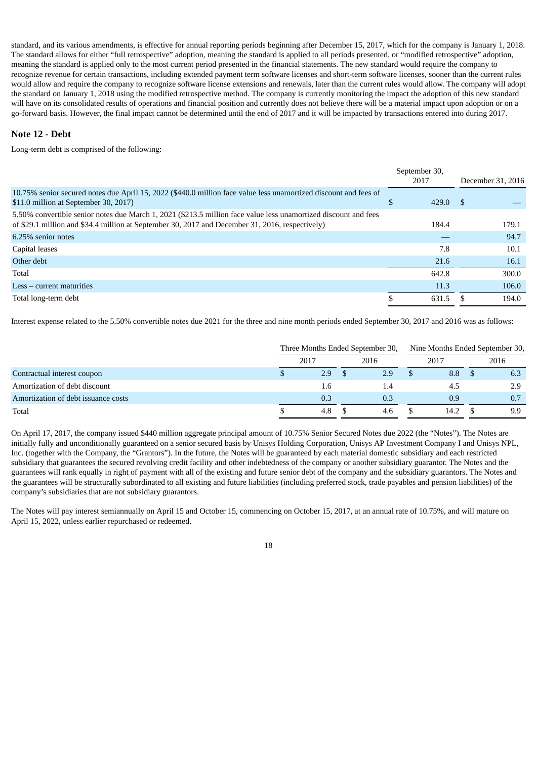standard, and its various amendments, is effective for annual reporting periods beginning after December 15, 2017, which for the company is January 1, 2018. The standard allows for either "full retrospective" adoption, meaning the standard is applied to all periods presented, or "modified retrospective" adoption, meaning the standard is applied only to the most current period presented in the financial statements. The new standard would require the company to recognize revenue for certain transactions, including extended payment term software licenses and short-term software licenses, sooner than the current rules would allow and require the company to recognize software license extensions and renewals, later than the current rules would allow. The company will adopt the standard on January 1, 2018 using the modified retrospective method. The company is currently monitoring the impact the adoption of this new standard will have on its consolidated results of operations and financial position and currently does not believe there will be a material impact upon adoption or on a go-forward basis. However, the final impact cannot be determined until the end of 2017 and it will be impacted by transactions entered into during 2017.

## Note 12 - Debt

Long-term debt is comprised of the following:

| | September 30, 2017 | December 31, 2016 |
|---|---|---|
| 10.75% senior secured notes due April 15, 2022 ($440.0 million face value less unamortized discount and fees of $11.0 million at September 30, 2017) | $ 429.0 | $ — |
| 5.50% convertible senior notes due March 1, 2021 ($213.5 million face value less unamortized discount and fees of $29.1 million and $34.4 million at September 30, 2017 and December 31, 2016, respectively) | 184.4 | 179.1 |
| 6.25% senior notes | — | 94.7 |
| Capital leases | 7.8 | 10.1 |
| Other debt | 21.6 | 16.1 |
| Total | 642.8 | 300.0 |
| Less – current maturities | 11.3 | 106.0 |
| Total long-term debt | $ 631.5 | $ 194.0 |

Interest expense related to the 5.50% convertible notes due 2021 for the three and nine month periods ended September 30, 2017 and 2016 was as follows:

| | Three Months Ended September 30, | | Nine Months Ended September 30, | |
|---|---|---|---|---|
| | 2017 | 2016 | 2017 | 2016 |
| Contractual interest coupon | $ 2.9 | $ 2.9 | $ 8.8 | $ 6.3 |
| Amortization of debt discount | 1.6 | 1.4 | 4.5 | 2.9 |
| Amortization of debt issuance costs | 0.3 | 0.3 | 0.9 | 0.7 |
| Total | $ 4.8 | $ 4.6 | $ 14.2 | $ 9.9 |

On April 17, 2017, the company issued $440 million aggregate principal amount of 10.75% Senior Secured Notes due 2022 (the "Notes"). The Notes are initially fully and unconditionally guaranteed on a senior secured basis by Unisys Holding Corporation, Unisys AP Investment Company I and Unisys NPL, Inc. (together with the Company, the "Grantors"). In the future, the Notes will be guaranteed by each material domestic subsidiary and each restricted subsidiary that guarantees the secured revolving credit facility and other indebtedness of the company or another subsidiary guarantor. The Notes and the guarantees will rank equally in right of payment with all of the existing and future senior debt of the company and the subsidiary guarantors. The Notes and the guarantees will be structurally subordinated to all existing and future liabilities (including preferred stock, trade payables and pension liabilities) of the company's subsidiaries that are not subsidiary guarantors.

The Notes will pay interest semiannually on April 15 and October 15, commencing on October 15, 2017, at an annual rate of 10.75%, and will mature on April 15, 2022, unless earlier repurchased or redeemed.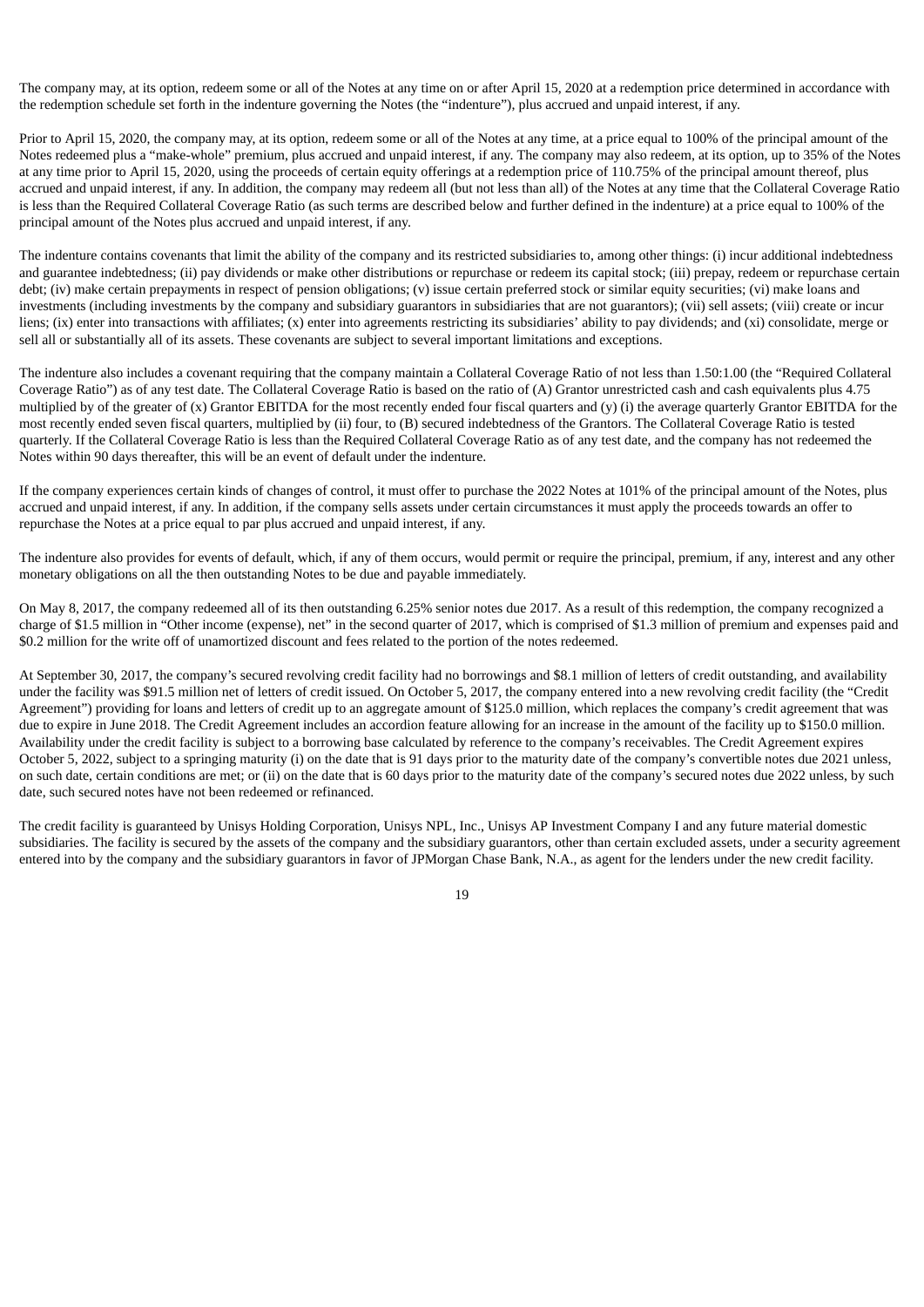The company may, at its option, redeem some or all of the Notes at any time on or after April 15, 2020 at a redemption price determined in accordance with the redemption schedule set forth in the indenture governing the Notes (the "indenture"), plus accrued and unpaid interest, if any.

Prior to April 15, 2020, the company may, at its option, redeem some or all of the Notes at any time, at a price equal to 100% of the principal amount of the Notes redeemed plus a "make-whole" premium, plus accrued and unpaid interest, if any. The company may also redeem, at its option, up to 35% of the Notes at any time prior to April 15, 2020, using the proceeds of certain equity offerings at a redemption price of 110.75% of the principal amount thereof, plus accrued and unpaid interest, if any. In addition, the company may redeem all (but not less than all) of the Notes at any time that the Collateral Coverage Ratio is less than the Required Collateral Coverage Ratio (as such terms are described below and further defined in the indenture) at a price equal to 100% of the principal amount of the Notes plus accrued and unpaid interest, if any.

The indenture contains covenants that limit the ability of the company and its restricted subsidiaries to, among other things: (i) incur additional indebtedness and guarantee indebtedness; (ii) pay dividends or make other distributions or repurchase or redeem its capital stock; (iii) prepay, redeem or repurchase certain debt; (iv) make certain prepayments in respect of pension obligations; (v) issue certain preferred stock or similar equity securities; (vi) make loans and investments (including investments by the company and subsidiary guarantors in subsidiaries that are not guarantors); (vii) sell assets; (viii) create or incur liens; (ix) enter into transactions with affiliates; (x) enter into agreements restricting its subsidiaries' ability to pay dividends; and (xi) consolidate, merge or sell all or substantially all of its assets. These covenants are subject to several important limitations and exceptions.

The indenture also includes a covenant requiring that the company maintain a Collateral Coverage Ratio of not less than 1.50:1.00 (the "Required Collateral Coverage Ratio") as of any test date. The Collateral Coverage Ratio is based on the ratio of (A) Grantor unrestricted cash and cash equivalents plus 4.75 multiplied by of the greater of (x) Grantor EBITDA for the most recently ended four fiscal quarters and (y) (i) the average quarterly Grantor EBITDA for the most recently ended seven fiscal quarters, multiplied by (ii) four, to (B) secured indebtedness of the Grantors. The Collateral Coverage Ratio is tested quarterly. If the Collateral Coverage Ratio is less than the Required Collateral Coverage Ratio as of any test date, and the company has not redeemed the Notes within 90 days thereafter, this will be an event of default under the indenture.

If the company experiences certain kinds of changes of control, it must offer to purchase the 2022 Notes at 101% of the principal amount of the Notes, plus accrued and unpaid interest, if any. In addition, if the company sells assets under certain circumstances it must apply the proceeds towards an offer to repurchase the Notes at a price equal to par plus accrued and unpaid interest, if any.

The indenture also provides for events of default, which, if any of them occurs, would permit or require the principal, premium, if any, interest and any other monetary obligations on all the then outstanding Notes to be due and payable immediately.

On May 8, 2017, the company redeemed all of its then outstanding 6.25% senior notes due 2017. As a result of this redemption, the company recognized a charge of $1.5 million in "Other income (expense), net" in the second quarter of 2017, which is comprised of $1.3 million of premium and expenses paid and $0.2 million for the write off of unamortized discount and fees related to the portion of the notes redeemed.

At September 30, 2017, the company's secured revolving credit facility had no borrowings and $8.1 million of letters of credit outstanding, and availability under the facility was $91.5 million net of letters of credit issued. On October 5, 2017, the company entered into a new revolving credit facility (the "Credit Agreement") providing for loans and letters of credit up to an aggregate amount of $125.0 million, which replaces the company's credit agreement that was due to expire in June 2018. The Credit Agreement includes an accordion feature allowing for an increase in the amount of the facility up to $150.0 million. Availability under the credit facility is subject to a borrowing base calculated by reference to the company's receivables. The Credit Agreement expires October 5, 2022, subject to a springing maturity (i) on the date that is 91 days prior to the maturity date of the company's convertible notes due 2021 unless, on such date, certain conditions are met; or (ii) on the date that is 60 days prior to the maturity date of the company's secured notes due 2022 unless, by such date, such secured notes have not been redeemed or refinanced.

The credit facility is guaranteed by Unisys Holding Corporation, Unisys NPL, Inc., Unisys AP Investment Company I and any future material domestic subsidiaries. The facility is secured by the assets of the company and the subsidiary guarantors, other than certain excluded assets, under a security agreement entered into by the company and the subsidiary guarantors in favor of JPMorgan Chase Bank, N.A., as agent for the lenders under the new credit facility.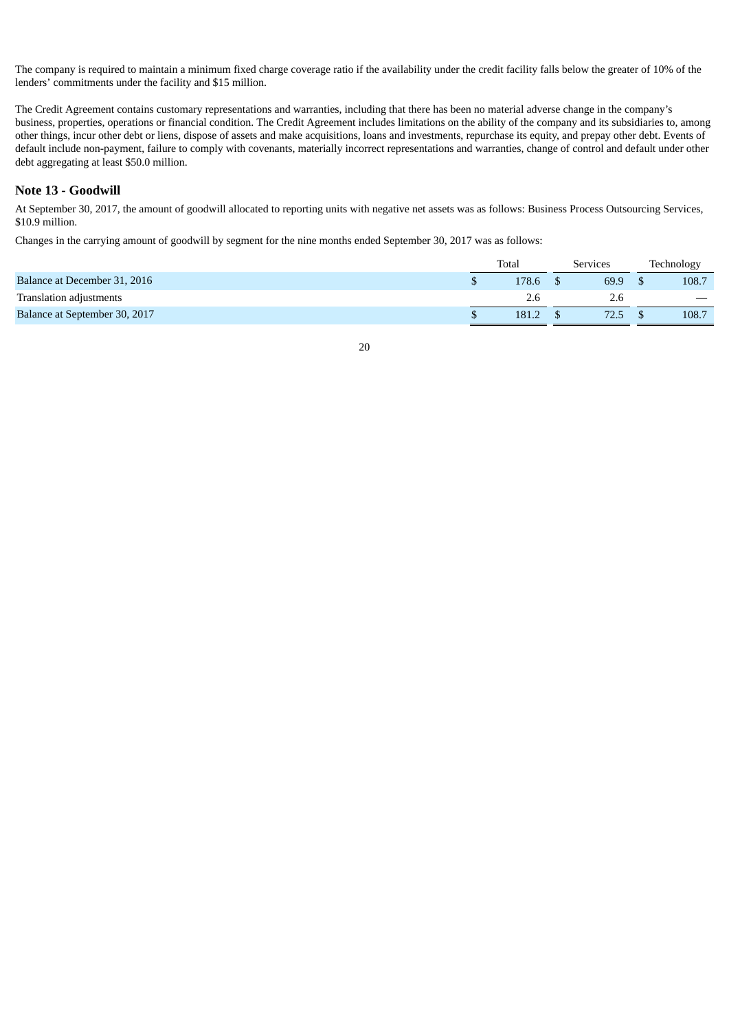The company is required to maintain a minimum fixed charge coverage ratio if the availability under the credit facility falls below the greater of 10% of the lenders' commitments under the facility and $15 million.

The Credit Agreement contains customary representations and warranties, including that there has been no material adverse change in the company's business, properties, operations or financial condition. The Credit Agreement includes limitations on the ability of the company and its subsidiaries to, among other things, incur other debt or liens, dispose of assets and make acquisitions, loans and investments, repurchase its equity, and prepay other debt. Events of default include non-payment, failure to comply with covenants, materially incorrect representations and warranties, change of control and default under other debt aggregating at least $50.0 million.

## Note 13 - Goodwill

At September 30, 2017, the amount of goodwill allocated to reporting units with negative net assets was as follows: Business Process Outsourcing Services, $10.9 million.

Changes in the carrying amount of goodwill by segment for the nine months ended September 30, 2017 was as follows:

| | Total | Services | Technology |
|---|---|---|---|
| Balance at December 31, 2016 | $ 178.6 | $ 69.9 | $ 108.7 |
| Translation adjustments | 2.6 | 2.6 | — |
| Balance at September 30, 2017 | $ 181.2 | $ 72.5 | $ 108.7 |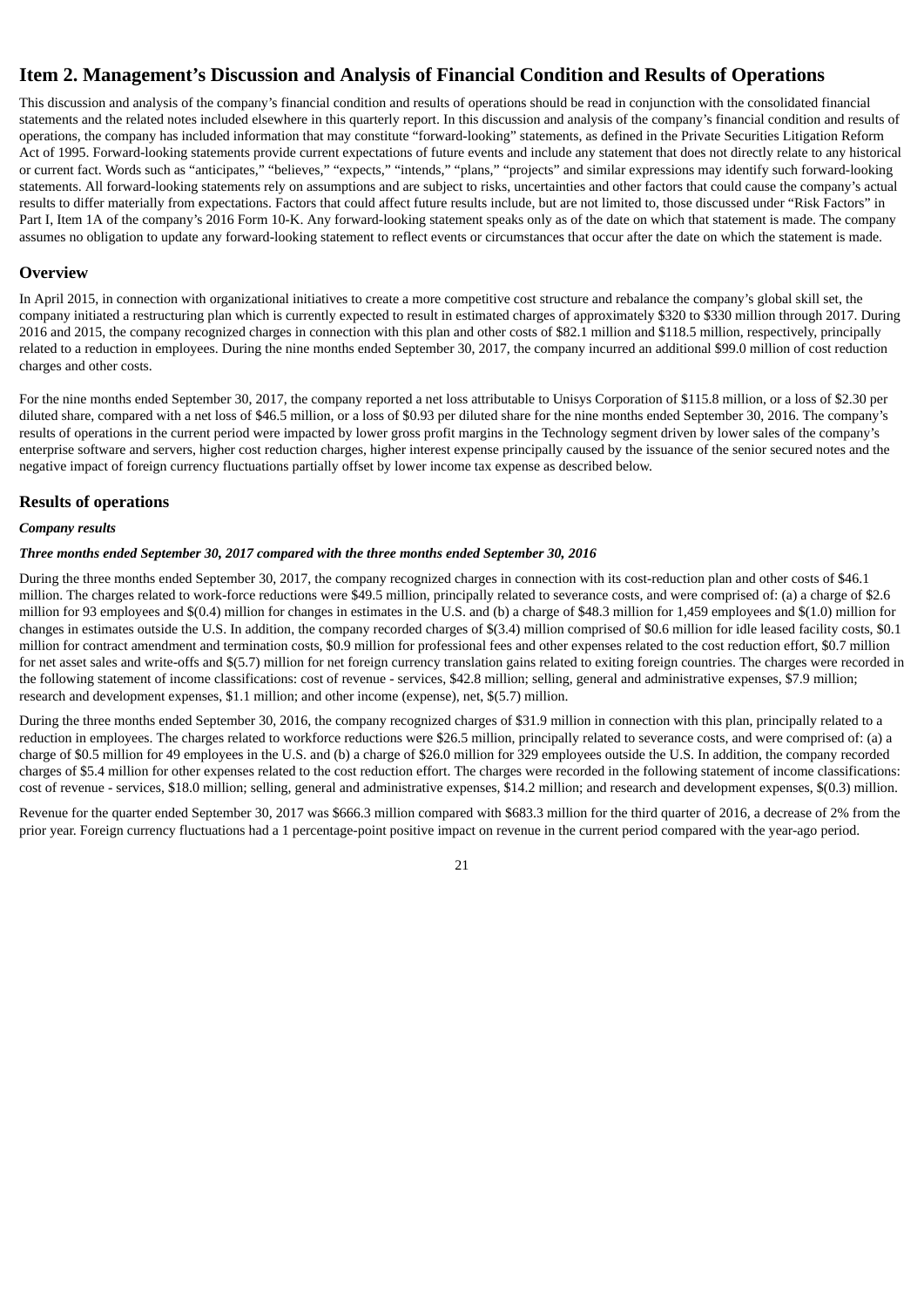# Item 2. Management's Discussion and Analysis of Financial Condition and Results of Operations

This discussion and analysis of the company's financial condition and results of operations should be read in conjunction with the consolidated financial statements and the related notes included elsewhere in this quarterly report. In this discussion and analysis of the company's financial condition and results of operations, the company has included information that may constitute "forward-looking" statements, as defined in the Private Securities Litigation Reform Act of 1995. Forward-looking statements provide current expectations of future events and include any statement that does not directly relate to any historical or current fact. Words such as "anticipates," "believes," "expects," "intends," "plans," "projects" and similar expressions may identify such forward-looking statements. All forward-looking statements rely on assumptions and are subject to risks, uncertainties and other factors that could cause the company's actual results to differ materially from expectations. Factors that could affect future results include, but are not limited to, those discussed under "Risk Factors" in Part I, Item 1A of the company's 2016 Form 10-K. Any forward-looking statement speaks only as of the date on which that statement is made. The company assumes no obligation to update any forward-looking statement to reflect events or circumstances that occur after the date on which the statement is made.

## Overview

In April 2015, in connection with organizational initiatives to create a more competitive cost structure and rebalance the company's global skill set, the company initiated a restructuring plan which is currently expected to result in estimated charges of approximately $320 to $330 million through 2017. During 2016 and 2015, the company recognized charges in connection with this plan and other costs of $82.1 million and $118.5 million, respectively, principally related to a reduction in employees. During the nine months ended September 30, 2017, the company incurred an additional $99.0 million of cost reduction charges and other costs.

For the nine months ended September 30, 2017, the company reported a net loss attributable to Unisys Corporation of $115.8 million, or a loss of $2.30 per diluted share, compared with a net loss of $46.5 million, or a loss of $0.93 per diluted share for the nine months ended September 30, 2016. The company's results of operations in the current period were impacted by lower gross profit margins in the Technology segment driven by lower sales of the company's enterprise software and servers, higher cost reduction charges, higher interest expense principally caused by the issuance of the senior secured notes and the negative impact of foreign currency fluctuations partially offset by lower income tax expense as described below.

## Results of operations

***Company results***

***Three months ended September 30, 2017 compared with the three months ended September 30, 2016***

During the three months ended September 30, 2017, the company recognized charges in connection with its cost-reduction plan and other costs of $46.1 million. The charges related to work-force reductions were $49.5 million, principally related to severance costs, and were comprised of: (a) a charge of $2.6 million for 93 employees and $(0.4) million for changes in estimates in the U.S. and (b) a charge of $48.3 million for 1,459 employees and $(1.0) million for changes in estimates outside the U.S. In addition, the company recorded charges of $(3.4) million comprised of $0.6 million for idle leased facility costs, $0.1 million for contract amendment and termination costs, $0.9 million for professional fees and other expenses related to the cost reduction effort, $0.7 million for net asset sales and write-offs and $(5.7) million for net foreign currency translation gains related to exiting foreign countries. The charges were recorded in the following statement of income classifications: cost of revenue - services, $42.8 million; selling, general and administrative expenses, $7.9 million; research and development expenses, $1.1 million; and other income (expense), net, $(5.7) million.

During the three months ended September 30, 2016, the company recognized charges of $31.9 million in connection with this plan, principally related to a reduction in employees. The charges related to workforce reductions were $26.5 million, principally related to severance costs, and were comprised of: (a) a charge of $0.5 million for 49 employees in the U.S. and (b) a charge of $26.0 million for 329 employees outside the U.S. In addition, the company recorded charges of $5.4 million for other expenses related to the cost reduction effort. The charges were recorded in the following statement of income classifications: cost of revenue - services, $18.0 million; selling, general and administrative expenses, $14.2 million; and research and development expenses, $(0.3) million.

Revenue for the quarter ended September 30, 2017 was $666.3 million compared with $683.3 million for the third quarter of 2016, a decrease of 2% from the prior year. Foreign currency fluctuations had a 1 percentage-point positive impact on revenue in the current period compared with the year-ago period.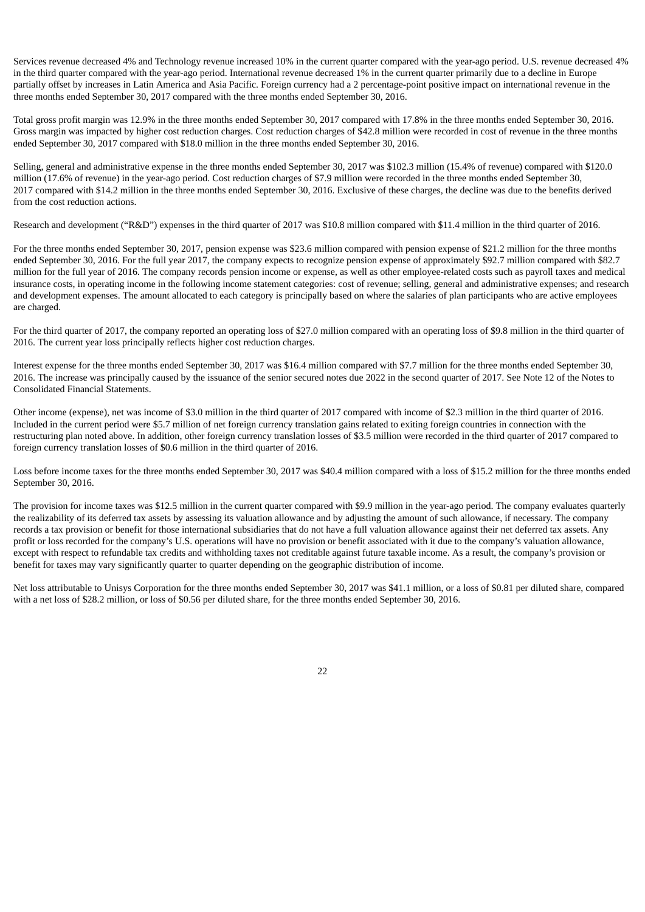Services revenue decreased 4% and Technology revenue increased 10% in the current quarter compared with the year-ago period. U.S. revenue decreased 4% in the third quarter compared with the year-ago period. International revenue decreased 1% in the current quarter primarily due to a decline in Europe partially offset by increases in Latin America and Asia Pacific. Foreign currency had a 2 percentage-point positive impact on international revenue in the three months ended September 30, 2017 compared with the three months ended September 30, 2016.

Total gross profit margin was 12.9% in the three months ended September 30, 2017 compared with 17.8% in the three months ended September 30, 2016. Gross margin was impacted by higher cost reduction charges. Cost reduction charges of $42.8 million were recorded in cost of revenue in the three months ended September 30, 2017 compared with $18.0 million in the three months ended September 30, 2016.

Selling, general and administrative expense in the three months ended September 30, 2017 was $102.3 million (15.4% of revenue) compared with $120.0 million (17.6% of revenue) in the year-ago period. Cost reduction charges of $7.9 million were recorded in the three months ended September 30, 2017 compared with $14.2 million in the three months ended September 30, 2016. Exclusive of these charges, the decline was due to the benefits derived from the cost reduction actions.

Research and development ("R&D") expenses in the third quarter of 2017 was $10.8 million compared with $11.4 million in the third quarter of 2016.

For the three months ended September 30, 2017, pension expense was $23.6 million compared with pension expense of $21.2 million for the three months ended September 30, 2016. For the full year 2017, the company expects to recognize pension expense of approximately $92.7 million compared with $82.7 million for the full year of 2016. The company records pension income or expense, as well as other employee-related costs such as payroll taxes and medical insurance costs, in operating income in the following income statement categories: cost of revenue; selling, general and administrative expenses; and research and development expenses. The amount allocated to each category is principally based on where the salaries of plan participants who are active employees are charged.

For the third quarter of 2017, the company reported an operating loss of $27.0 million compared with an operating loss of $9.8 million in the third quarter of 2016. The current year loss principally reflects higher cost reduction charges.

Interest expense for the three months ended September 30, 2017 was $16.4 million compared with $7.7 million for the three months ended September 30, 2016. The increase was principally caused by the issuance of the senior secured notes due 2022 in the second quarter of 2017. See Note 12 of the Notes to Consolidated Financial Statements.

Other income (expense), net was income of $3.0 million in the third quarter of 2017 compared with income of $2.3 million in the third quarter of 2016. Included in the current period were $5.7 million of net foreign currency translation gains related to exiting foreign countries in connection with the restructuring plan noted above. In addition, other foreign currency translation losses of $3.5 million were recorded in the third quarter of 2017 compared to foreign currency translation losses of $0.6 million in the third quarter of 2016.

Loss before income taxes for the three months ended September 30, 2017 was $40.4 million compared with a loss of $15.2 million for the three months ended September 30, 2016.

The provision for income taxes was $12.5 million in the current quarter compared with $9.9 million in the year-ago period. The company evaluates quarterly the realizability of its deferred tax assets by assessing its valuation allowance and by adjusting the amount of such allowance, if necessary. The company records a tax provision or benefit for those international subsidiaries that do not have a full valuation allowance against their net deferred tax assets. Any profit or loss recorded for the company's U.S. operations will have no provision or benefit associated with it due to the company's valuation allowance, except with respect to refundable tax credits and withholding taxes not creditable against future taxable income. As a result, the company's provision or benefit for taxes may vary significantly quarter to quarter depending on the geographic distribution of income.

Net loss attributable to Unisys Corporation for the three months ended September 30, 2017 was $41.1 million, or a loss of $0.81 per diluted share, compared with a net loss of $28.2 million, or loss of $0.56 per diluted share, for the three months ended September 30, 2016.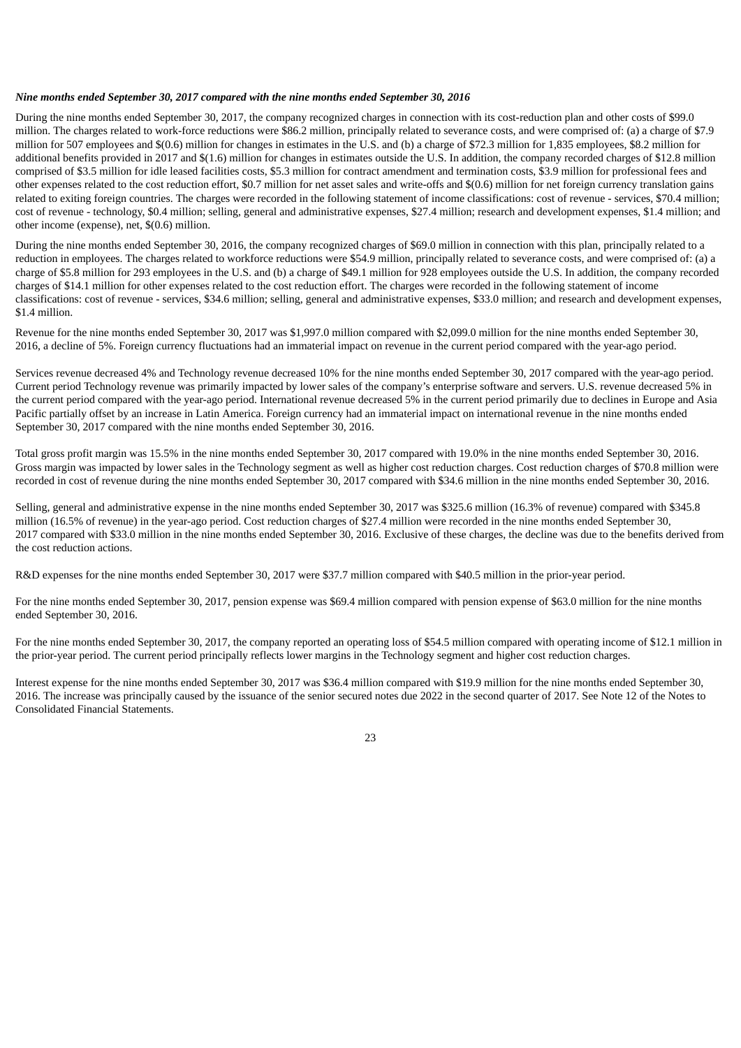***Nine months ended September 30, 2017 compared with the nine months ended September 30, 2016***

During the nine months ended September 30, 2017, the company recognized charges in connection with its cost-reduction plan and other costs of $99.0 million. The charges related to work-force reductions were $86.2 million, principally related to severance costs, and were comprised of: (a) a charge of $7.9 million for 507 employees and $(0.6) million for changes in estimates in the U.S. and (b) a charge of $72.3 million for 1,835 employees, $8.2 million for additional benefits provided in 2017 and $(1.6) million for changes in estimates outside the U.S. In addition, the company recorded charges of $12.8 million comprised of $3.5 million for idle leased facilities costs, $5.3 million for contract amendment and termination costs, $3.9 million for professional fees and other expenses related to the cost reduction effort, $0.7 million for net asset sales and write-offs and $(0.6) million for net foreign currency translation gains related to exiting foreign countries. The charges were recorded in the following statement of income classifications: cost of revenue - services, $70.4 million; cost of revenue - technology, $0.4 million; selling, general and administrative expenses, $27.4 million; research and development expenses, $1.4 million; and other income (expense), net, $(0.6) million.

During the nine months ended September 30, 2016, the company recognized charges of $69.0 million in connection with this plan, principally related to a reduction in employees. The charges related to workforce reductions were $54.9 million, principally related to severance costs, and were comprised of: (a) a charge of $5.8 million for 293 employees in the U.S. and (b) a charge of $49.1 million for 928 employees outside the U.S. In addition, the company recorded charges of $14.1 million for other expenses related to the cost reduction effort. The charges were recorded in the following statement of income classifications: cost of revenue - services, $34.6 million; selling, general and administrative expenses, $33.0 million; and research and development expenses, $1.4 million.

Revenue for the nine months ended September 30, 2017 was $1,997.0 million compared with $2,099.0 million for the nine months ended September 30, 2016, a decline of 5%. Foreign currency fluctuations had an immaterial impact on revenue in the current period compared with the year-ago period.

Services revenue decreased 4% and Technology revenue decreased 10% for the nine months ended September 30, 2017 compared with the year-ago period. Current period Technology revenue was primarily impacted by lower sales of the company's enterprise software and servers. U.S. revenue decreased 5% in the current period compared with the year-ago period. International revenue decreased 5% in the current period primarily due to declines in Europe and Asia Pacific partially offset by an increase in Latin America. Foreign currency had an immaterial impact on international revenue in the nine months ended September 30, 2017 compared with the nine months ended September 30, 2016.

Total gross profit margin was 15.5% in the nine months ended September 30, 2017 compared with 19.0% in the nine months ended September 30, 2016. Gross margin was impacted by lower sales in the Technology segment as well as higher cost reduction charges. Cost reduction charges of $70.8 million were recorded in cost of revenue during the nine months ended September 30, 2017 compared with $34.6 million in the nine months ended September 30, 2016.

Selling, general and administrative expense in the nine months ended September 30, 2017 was $325.6 million (16.3% of revenue) compared with $345.8 million (16.5% of revenue) in the year-ago period. Cost reduction charges of $27.4 million were recorded in the nine months ended September 30, 2017 compared with $33.0 million in the nine months ended September 30, 2016. Exclusive of these charges, the decline was due to the benefits derived from the cost reduction actions.

R&D expenses for the nine months ended September 30, 2017 were $37.7 million compared with $40.5 million in the prior-year period.

For the nine months ended September 30, 2017, pension expense was $69.4 million compared with pension expense of $63.0 million for the nine months ended September 30, 2016.

For the nine months ended September 30, 2017, the company reported an operating loss of $54.5 million compared with operating income of $12.1 million in the prior-year period. The current period principally reflects lower margins in the Technology segment and higher cost reduction charges.

Interest expense for the nine months ended September 30, 2017 was $36.4 million compared with $19.9 million for the nine months ended September 30, 2016. The increase was principally caused by the issuance of the senior secured notes due 2022 in the second quarter of 2017. See Note 12 of the Notes to Consolidated Financial Statements.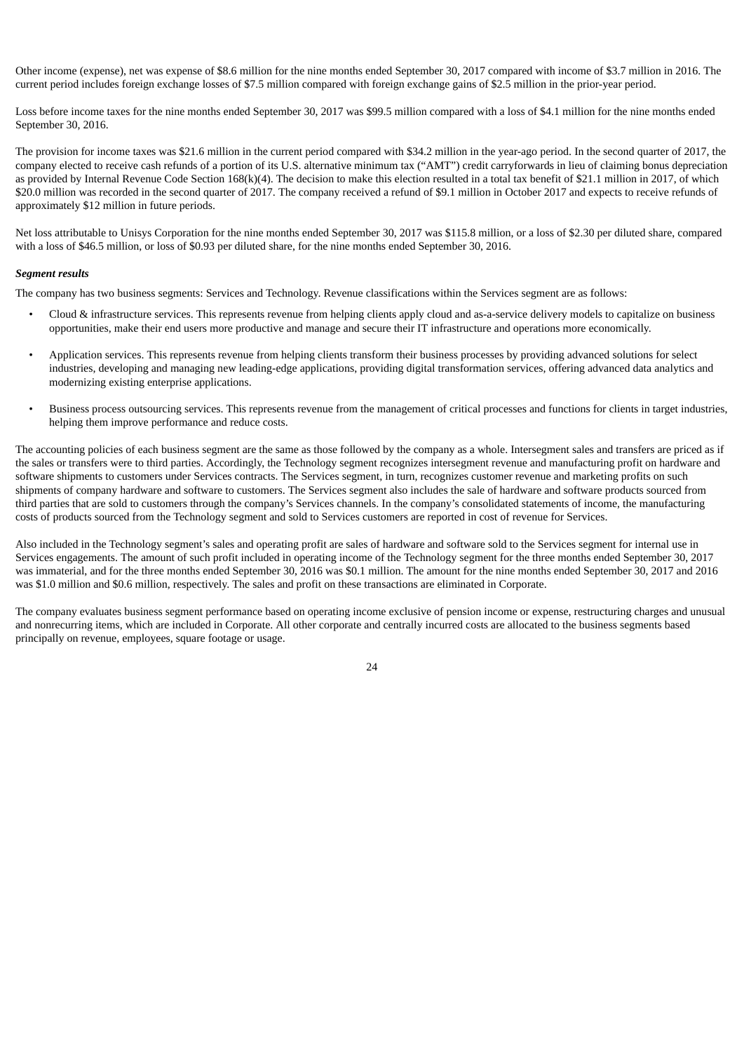Other income (expense), net was expense of $8.6 million for the nine months ended September 30, 2017 compared with income of $3.7 million in 2016. The current period includes foreign exchange losses of $7.5 million compared with foreign exchange gains of $2.5 million in the prior-year period.

Loss before income taxes for the nine months ended September 30, 2017 was $99.5 million compared with a loss of $4.1 million for the nine months ended September 30, 2016.

The provision for income taxes was $21.6 million in the current period compared with $34.2 million in the year-ago period. In the second quarter of 2017, the company elected to receive cash refunds of a portion of its U.S. alternative minimum tax ("AMT") credit carryforwards in lieu of claiming bonus depreciation as provided by Internal Revenue Code Section 168(k)(4). The decision to make this election resulted in a total tax benefit of $21.1 million in 2017, of which $20.0 million was recorded in the second quarter of 2017. The company received a refund of $9.1 million in October 2017 and expects to receive refunds of approximately $12 million in future periods.

Net loss attributable to Unisys Corporation for the nine months ended September 30, 2017 was $115.8 million, or a loss of $2.30 per diluted share, compared with a loss of $46.5 million, or loss of $0.93 per diluted share, for the nine months ended September 30, 2016.

***Segment results***

The company has two business segments: Services and Technology. Revenue classifications within the Services segment are as follows:

- Cloud & infrastructure services. This represents revenue from helping clients apply cloud and as-a-service delivery models to capitalize on business opportunities, make their end users more productive and manage and secure their IT infrastructure and operations more economically.
- Application services. This represents revenue from helping clients transform their business processes by providing advanced solutions for select industries, developing and managing new leading-edge applications, providing digital transformation services, offering advanced data analytics and modernizing existing enterprise applications.
- Business process outsourcing services. This represents revenue from the management of critical processes and functions for clients in target industries, helping them improve performance and reduce costs.

The accounting policies of each business segment are the same as those followed by the company as a whole. Intersegment sales and transfers are priced as if the sales or transfers were to third parties. Accordingly, the Technology segment recognizes intersegment revenue and manufacturing profit on hardware and software shipments to customers under Services contracts. The Services segment, in turn, recognizes customer revenue and marketing profits on such shipments of company hardware and software to customers. The Services segment also includes the sale of hardware and software products sourced from third parties that are sold to customers through the company's Services channels. In the company's consolidated statements of income, the manufacturing costs of products sourced from the Technology segment and sold to Services customers are reported in cost of revenue for Services.

Also included in the Technology segment's sales and operating profit are sales of hardware and software sold to the Services segment for internal use in Services engagements. The amount of such profit included in operating income of the Technology segment for the three months ended September 30, 2017 was immaterial, and for the three months ended September 30, 2016 was $0.1 million. The amount for the nine months ended September 30, 2017 and 2016 was $1.0 million and $0.6 million, respectively. The sales and profit on these transactions are eliminated in Corporate.

The company evaluates business segment performance based on operating income exclusive of pension income or expense, restructuring charges and unusual and nonrecurring items, which are included in Corporate. All other corporate and centrally incurred costs are allocated to the business segments based principally on revenue, employees, square footage or usage.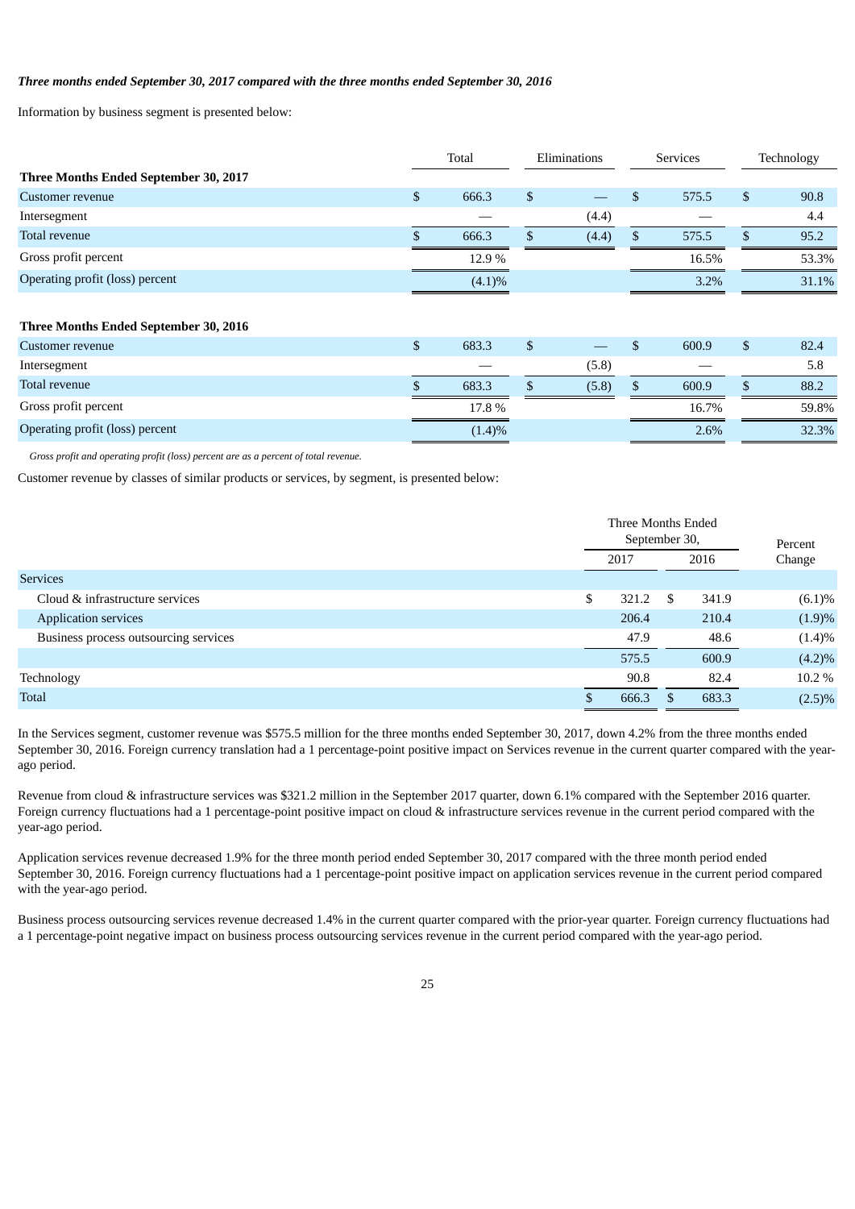***Three months ended September 30, 2017 compared with the three months ended September 30, 2016***

Information by business segment is presented below:

| | Total | Eliminations | Services | Technology |
|---|---|---|---|---|
| **Three Months Ended September 30, 2017** | | | | |
| Customer revenue | $ 666.3 | $ — | $ 575.5 | $ 90.8 |
| Intersegment | — | (4.4) | — | 4.4 |
| Total revenue | $ 666.3 | $ (4.4) | $ 575.5 | $ 95.2 |
| Gross profit percent | 12.9 % | | 16.5% | 53.3% |
| Operating profit (loss) percent | (4.1)% | | 3.2% | 31.1% |
| **Three Months Ended September 30, 2016** | | | | |
| Customer revenue | $ 683.3 | $ — | $ 600.9 | $ 82.4 |
| Intersegment | — | (5.8) | — | 5.8 |
| Total revenue | $ 683.3 | $ (5.8) | $ 600.9 | $ 88.2 |
| Gross profit percent | 17.8 % | | 16.7% | 59.8% |
| Operating profit (loss) percent | (1.4)% | | 2.6% | 32.3% |

*Gross profit and operating profit (loss) percent are as a percent of total revenue.*

Customer revenue by classes of similar products or services, by segment, is presented below:

| | Three Months Ended September 30, | | Percent |
|---|---|---|---|
| | 2017 | 2016 | Change |
| Services | | | |
| Cloud & infrastructure services | $ 321.2 | $ 341.9 | (6.1)% |
| Application services | 206.4 | 210.4 | (1.9)% |
| Business process outsourcing services | 47.9 | 48.6 | (1.4)% |
| | 575.5 | 600.9 | (4.2)% |
| Technology | 90.8 | 82.4 | 10.2 % |
| Total | $ 666.3 | $ 683.3 | (2.5)% |

In the Services segment, customer revenue was $575.5 million for the three months ended September 30, 2017, down 4.2% from the three months ended September 30, 2016. Foreign currency translation had a 1 percentage-point positive impact on Services revenue in the current quarter compared with the year-ago period.

Revenue from cloud & infrastructure services was $321.2 million in the September 2017 quarter, down 6.1% compared with the September 2016 quarter. Foreign currency fluctuations had a 1 percentage-point positive impact on cloud & infrastructure services revenue in the current period compared with the year-ago period.

Application services revenue decreased 1.9% for the three month period ended September 30, 2017 compared with the three month period ended September 30, 2016. Foreign currency fluctuations had a 1 percentage-point positive impact on application services revenue in the current period compared with the year-ago period.

Business process outsourcing services revenue decreased 1.4% in the current quarter compared with the prior-year quarter. Foreign currency fluctuations had a 1 percentage-point negative impact on business process outsourcing services revenue in the current period compared with the year-ago period.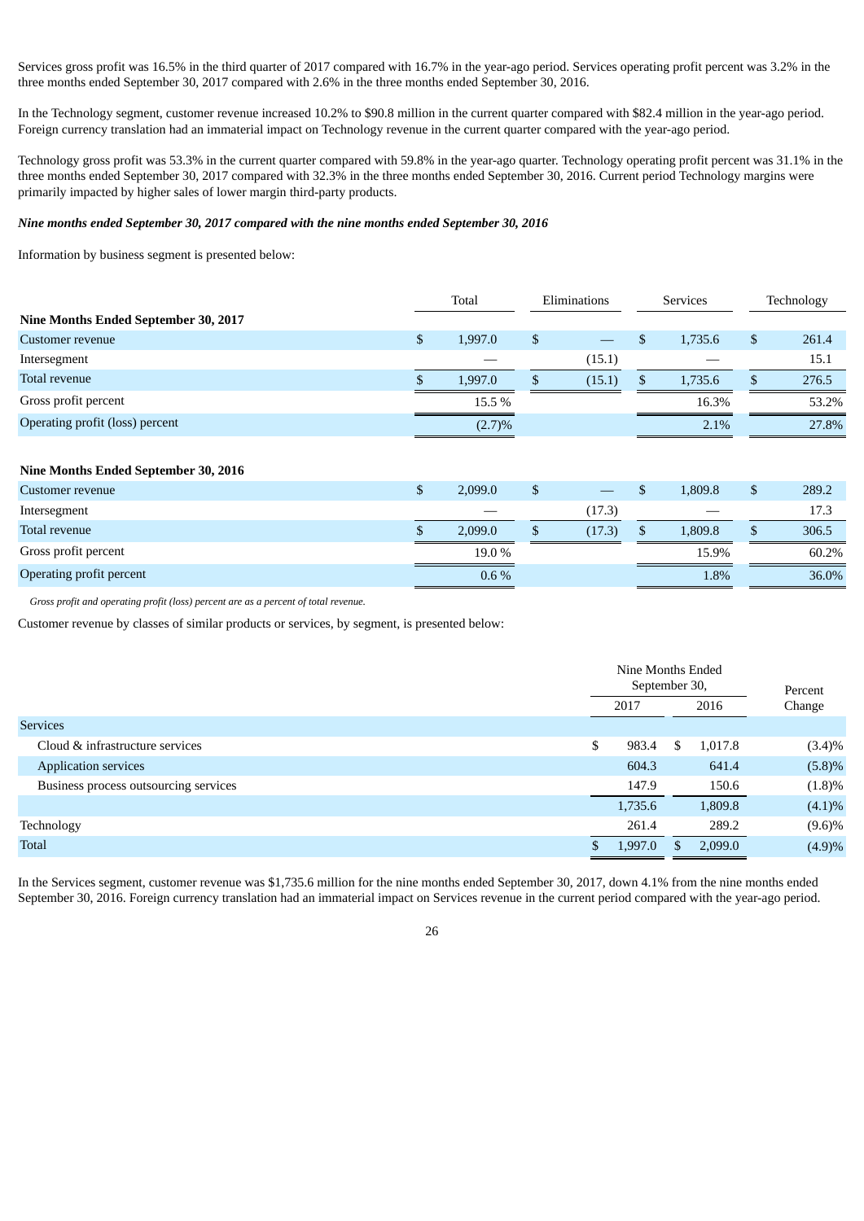Services gross profit was 16.5% in the third quarter of 2017 compared with 16.7% in the year-ago period. Services operating profit percent was 3.2% in the three months ended September 30, 2017 compared with 2.6% in the three months ended September 30, 2016.

In the Technology segment, customer revenue increased 10.2% to $90.8 million in the current quarter compared with $82.4 million in the year-ago period. Foreign currency translation had an immaterial impact on Technology revenue in the current quarter compared with the year-ago period.

Technology gross profit was 53.3% in the current quarter compared with 59.8% in the year-ago quarter. Technology operating profit percent was 31.1% in the three months ended September 30, 2017 compared with 32.3% in the three months ended September 30, 2016. Current period Technology margins were primarily impacted by higher sales of lower margin third-party products.

***Nine months ended September 30, 2017 compared with the nine months ended September 30, 2016***

Information by business segment is presented below:

| | Total | Eliminations | Services | Technology |
|---|---|---|---|---|
| **Nine Months Ended September 30, 2017** | | | | |
| Customer revenue | $ 1,997.0 | $ — | $ 1,735.6 | $ 261.4 |
| Intersegment | — | (15.1) | — | 15.1 |
| Total revenue | $ 1,997.0 | $ (15.1) | $ 1,735.6 | $ 276.5 |
| Gross profit percent | 15.5 % | | 16.3% | 53.2% |
| Operating profit (loss) percent | (2.7)% | | 2.1% | 27.8% |
| **Nine Months Ended September 30, 2016** | | | | |
| Customer revenue | $ 2,099.0 | $ — | $ 1,809.8 | $ 289.2 |
| Intersegment | — | (17.3) | — | 17.3 |
| Total revenue | $ 2,099.0 | $ (17.3) | $ 1,809.8 | $ 306.5 |
| Gross profit percent | 19.0 % | | 15.9% | 60.2% |
| Operating profit percent | 0.6 % | | 1.8% | 36.0% |

*Gross profit and operating profit (loss) percent are as a percent of total revenue.*

Customer revenue by classes of similar products or services, by segment, is presented below:

| | Nine Months Ended September 30, 2017 | Nine Months Ended September 30, 2016 | Percent Change |
|---|---|---|---|
| Services | | | |
| Cloud & infrastructure services | $ 983.4 | $ 1,017.8 | (3.4)% |
| Application services | 604.3 | 641.4 | (5.8)% |
| Business process outsourcing services | 147.9 | 150.6 | (1.8)% |
| | 1,735.6 | 1,809.8 | (4.1)% |
| Technology | 261.4 | 289.2 | (9.6)% |
| Total | $ 1,997.0 | $ 2,099.0 | (4.9)% |

In the Services segment, customer revenue was $1,735.6 million for the nine months ended September 30, 2017, down 4.1% from the nine months ended September 30, 2016. Foreign currency translation had an immaterial impact on Services revenue in the current period compared with the year-ago period.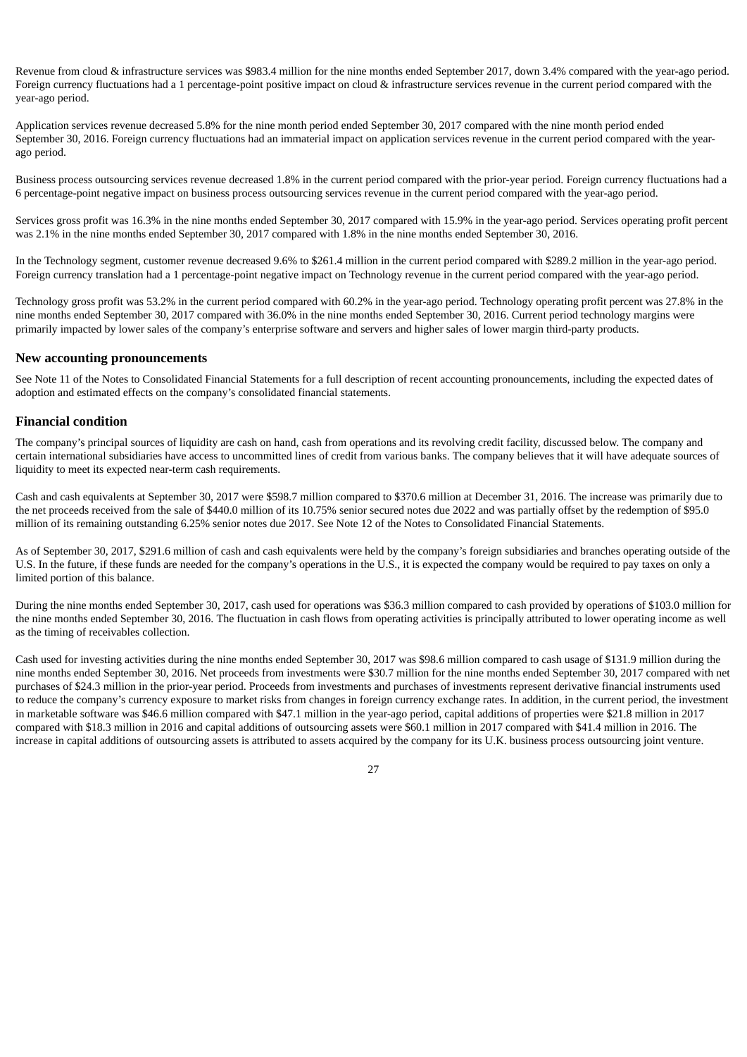Revenue from cloud & infrastructure services was $983.4 million for the nine months ended September 2017, down 3.4% compared with the year-ago period. Foreign currency fluctuations had a 1 percentage-point positive impact on cloud & infrastructure services revenue in the current period compared with the year-ago period.

Application services revenue decreased 5.8% for the nine month period ended September 30, 2017 compared with the nine month period ended September 30, 2016. Foreign currency fluctuations had an immaterial impact on application services revenue in the current period compared with the year-ago period.

Business process outsourcing services revenue decreased 1.8% in the current period compared with the prior-year period. Foreign currency fluctuations had a 6 percentage-point negative impact on business process outsourcing services revenue in the current period compared with the year-ago period.

Services gross profit was 16.3% in the nine months ended September 30, 2017 compared with 15.9% in the year-ago period. Services operating profit percent was 2.1% in the nine months ended September 30, 2017 compared with 1.8% in the nine months ended September 30, 2016.

In the Technology segment, customer revenue decreased 9.6% to $261.4 million in the current period compared with $289.2 million in the year-ago period. Foreign currency translation had a 1 percentage-point negative impact on Technology revenue in the current period compared with the year-ago period.

Technology gross profit was 53.2% in the current period compared with 60.2% in the year-ago period. Technology operating profit percent was 27.8% in the nine months ended September 30, 2017 compared with 36.0% in the nine months ended September 30, 2016. Current period technology margins were primarily impacted by lower sales of the company's enterprise software and servers and higher sales of lower margin third-party products.

## New accounting pronouncements

See Note 11 of the Notes to Consolidated Financial Statements for a full description of recent accounting pronouncements, including the expected dates of adoption and estimated effects on the company's consolidated financial statements.

## Financial condition

The company's principal sources of liquidity are cash on hand, cash from operations and its revolving credit facility, discussed below. The company and certain international subsidiaries have access to uncommitted lines of credit from various banks. The company believes that it will have adequate sources of liquidity to meet its expected near-term cash requirements.

Cash and cash equivalents at September 30, 2017 were $598.7 million compared to $370.6 million at December 31, 2016. The increase was primarily due to the net proceeds received from the sale of $440.0 million of its 10.75% senior secured notes due 2022 and was partially offset by the redemption of $95.0 million of its remaining outstanding 6.25% senior notes due 2017. See Note 12 of the Notes to Consolidated Financial Statements.

As of September 30, 2017, $291.6 million of cash and cash equivalents were held by the company's foreign subsidiaries and branches operating outside of the U.S. In the future, if these funds are needed for the company's operations in the U.S., it is expected the company would be required to pay taxes on only a limited portion of this balance.

During the nine months ended September 30, 2017, cash used for operations was $36.3 million compared to cash provided by operations of $103.0 million for the nine months ended September 30, 2016. The fluctuation in cash flows from operating activities is principally attributed to lower operating income as well as the timing of receivables collection.

Cash used for investing activities during the nine months ended September 30, 2017 was $98.6 million compared to cash usage of $131.9 million during the nine months ended September 30, 2016. Net proceeds from investments were $30.7 million for the nine months ended September 30, 2017 compared with net purchases of $24.3 million in the prior-year period. Proceeds from investments and purchases of investments represent derivative financial instruments used to reduce the company's currency exposure to market risks from changes in foreign currency exchange rates. In addition, in the current period, the investment in marketable software was $46.6 million compared with $47.1 million in the year-ago period, capital additions of properties were $21.8 million in 2017 compared with $18.3 million in 2016 and capital additions of outsourcing assets were $60.1 million in 2017 compared with $41.4 million in 2016. The increase in capital additions of outsourcing assets is attributed to assets acquired by the company for its U.K. business process outsourcing joint venture.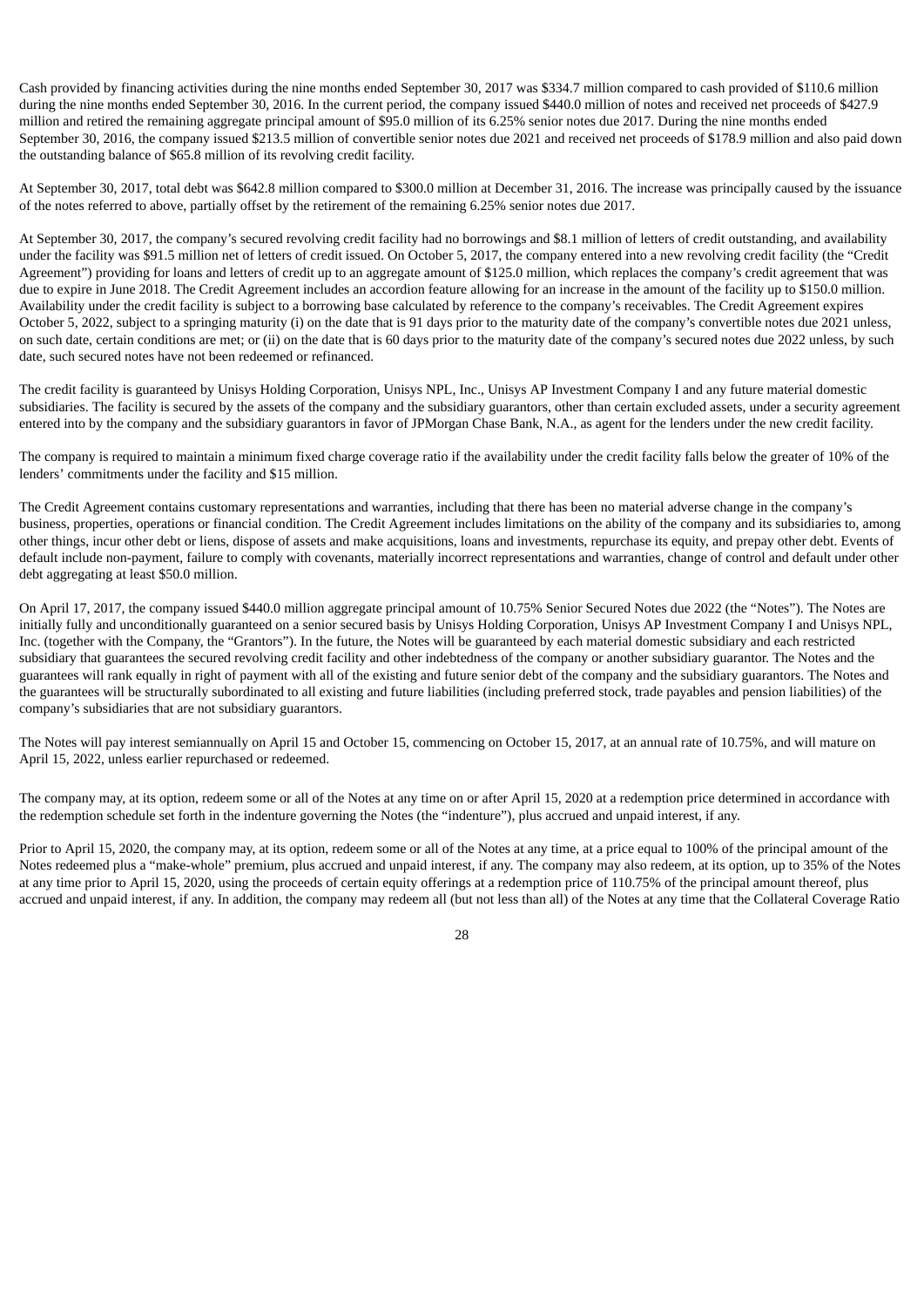Cash provided by financing activities during the nine months ended September 30, 2017 was $334.7 million compared to cash provided of $110.6 million during the nine months ended September 30, 2016. In the current period, the company issued $440.0 million of notes and received net proceeds of $427.9 million and retired the remaining aggregate principal amount of $95.0 million of its 6.25% senior notes due 2017. During the nine months ended September 30, 2016, the company issued $213.5 million of convertible senior notes due 2021 and received net proceeds of $178.9 million and also paid down the outstanding balance of $65.8 million of its revolving credit facility.

At September 30, 2017, total debt was $642.8 million compared to $300.0 million at December 31, 2016. The increase was principally caused by the issuance of the notes referred to above, partially offset by the retirement of the remaining 6.25% senior notes due 2017.

At September 30, 2017, the company's secured revolving credit facility had no borrowings and $8.1 million of letters of credit outstanding, and availability under the facility was $91.5 million net of letters of credit issued. On October 5, 2017, the company entered into a new revolving credit facility (the "Credit Agreement") providing for loans and letters of credit up to an aggregate amount of $125.0 million, which replaces the company's credit agreement that was due to expire in June 2018. The Credit Agreement includes an accordion feature allowing for an increase in the amount of the facility up to $150.0 million. Availability under the credit facility is subject to a borrowing base calculated by reference to the company's receivables. The Credit Agreement expires October 5, 2022, subject to a springing maturity (i) on the date that is 91 days prior to the maturity date of the company's convertible notes due 2021 unless, on such date, certain conditions are met; or (ii) on the date that is 60 days prior to the maturity date of the company's secured notes due 2022 unless, by such date, such secured notes have not been redeemed or refinanced.

The credit facility is guaranteed by Unisys Holding Corporation, Unisys NPL, Inc., Unisys AP Investment Company I and any future material domestic subsidiaries. The facility is secured by the assets of the company and the subsidiary guarantors, other than certain excluded assets, under a security agreement entered into by the company and the subsidiary guarantors in favor of JPMorgan Chase Bank, N.A., as agent for the lenders under the new credit facility.

The company is required to maintain a minimum fixed charge coverage ratio if the availability under the credit facility falls below the greater of 10% of the lenders' commitments under the facility and $15 million.

The Credit Agreement contains customary representations and warranties, including that there has been no material adverse change in the company's business, properties, operations or financial condition. The Credit Agreement includes limitations on the ability of the company and its subsidiaries to, among other things, incur other debt or liens, dispose of assets and make acquisitions, loans and investments, repurchase its equity, and prepay other debt. Events of default include non-payment, failure to comply with covenants, materially incorrect representations and warranties, change of control and default under other debt aggregating at least $50.0 million.

On April 17, 2017, the company issued $440.0 million aggregate principal amount of 10.75% Senior Secured Notes due 2022 (the "Notes"). The Notes are initially fully and unconditionally guaranteed on a senior secured basis by Unisys Holding Corporation, Unisys AP Investment Company I and Unisys NPL, Inc. (together with the Company, the "Grantors"). In the future, the Notes will be guaranteed by each material domestic subsidiary and each restricted subsidiary that guarantees the secured revolving credit facility and other indebtedness of the company or another subsidiary guarantor. The Notes and the guarantees will rank equally in right of payment with all of the existing and future senior debt of the company and the subsidiary guarantors. The Notes and the guarantees will be structurally subordinated to all existing and future liabilities (including preferred stock, trade payables and pension liabilities) of the company's subsidiaries that are not subsidiary guarantors.

The Notes will pay interest semiannually on April 15 and October 15, commencing on October 15, 2017, at an annual rate of 10.75%, and will mature on April 15, 2022, unless earlier repurchased or redeemed.

The company may, at its option, redeem some or all of the Notes at any time on or after April 15, 2020 at a redemption price determined in accordance with the redemption schedule set forth in the indenture governing the Notes (the "indenture"), plus accrued and unpaid interest, if any.

Prior to April 15, 2020, the company may, at its option, redeem some or all of the Notes at any time, at a price equal to 100% of the principal amount of the Notes redeemed plus a "make-whole" premium, plus accrued and unpaid interest, if any. The company may also redeem, at its option, up to 35% of the Notes at any time prior to April 15, 2020, using the proceeds of certain equity offerings at a redemption price of 110.75% of the principal amount thereof, plus accrued and unpaid interest, if any. In addition, the company may redeem all (but not less than all) of the Notes at any time that the Collateral Coverage Ratio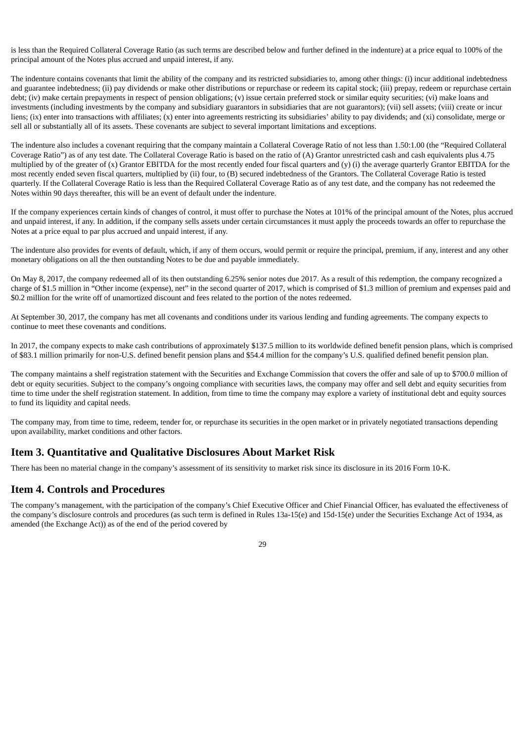is less than the Required Collateral Coverage Ratio (as such terms are described below and further defined in the indenture) at a price equal to 100% of the principal amount of the Notes plus accrued and unpaid interest, if any.

The indenture contains covenants that limit the ability of the company and its restricted subsidiaries to, among other things: (i) incur additional indebtedness and guarantee indebtedness; (ii) pay dividends or make other distributions or repurchase or redeem its capital stock; (iii) prepay, redeem or repurchase certain debt; (iv) make certain prepayments in respect of pension obligations; (v) issue certain preferred stock or similar equity securities; (vi) make loans and investments (including investments by the company and subsidiary guarantors in subsidiaries that are not guarantors); (vii) sell assets; (viii) create or incur liens; (ix) enter into transactions with affiliates; (x) enter into agreements restricting its subsidiaries' ability to pay dividends; and (xi) consolidate, merge or sell all or substantially all of its assets. These covenants are subject to several important limitations and exceptions.

The indenture also includes a covenant requiring that the company maintain a Collateral Coverage Ratio of not less than 1.50:1.00 (the "Required Collateral Coverage Ratio") as of any test date. The Collateral Coverage Ratio is based on the ratio of (A) Grantor unrestricted cash and cash equivalents plus 4.75 multiplied by of the greater of (x) Grantor EBITDA for the most recently ended four fiscal quarters and (y) (i) the average quarterly Grantor EBITDA for the most recently ended seven fiscal quarters, multiplied by (ii) four, to (B) secured indebtedness of the Grantors. The Collateral Coverage Ratio is tested quarterly. If the Collateral Coverage Ratio is less than the Required Collateral Coverage Ratio as of any test date, and the company has not redeemed the Notes within 90 days thereafter, this will be an event of default under the indenture.

If the company experiences certain kinds of changes of control, it must offer to purchase the Notes at 101% of the principal amount of the Notes, plus accrued and unpaid interest, if any. In addition, if the company sells assets under certain circumstances it must apply the proceeds towards an offer to repurchase the Notes at a price equal to par plus accrued and unpaid interest, if any.

The indenture also provides for events of default, which, if any of them occurs, would permit or require the principal, premium, if any, interest and any other monetary obligations on all the then outstanding Notes to be due and payable immediately.

On May 8, 2017, the company redeemed all of its then outstanding 6.25% senior notes due 2017. As a result of this redemption, the company recognized a charge of $1.5 million in "Other income (expense), net" in the second quarter of 2017, which is comprised of $1.3 million of premium and expenses paid and $0.2 million for the write off of unamortized discount and fees related to the portion of the notes redeemed.

At September 30, 2017, the company has met all covenants and conditions under its various lending and funding agreements. The company expects to continue to meet these covenants and conditions.

In 2017, the company expects to make cash contributions of approximately $137.5 million to its worldwide defined benefit pension plans, which is comprised of $83.1 million primarily for non-U.S. defined benefit pension plans and $54.4 million for the company's U.S. qualified defined benefit pension plan.

The company maintains a shelf registration statement with the Securities and Exchange Commission that covers the offer and sale of up to $700.0 million of debt or equity securities. Subject to the company's ongoing compliance with securities laws, the company may offer and sell debt and equity securities from time to time under the shelf registration statement. In addition, from time to time the company may explore a variety of institutional debt and equity sources to fund its liquidity and capital needs.

The company may, from time to time, redeem, tender for, or repurchase its securities in the open market or in privately negotiated transactions depending upon availability, market conditions and other factors.

## Item 3. Quantitative and Qualitative Disclosures About Market Risk

There has been no material change in the company's assessment of its sensitivity to market risk since its disclosure in its 2016 Form 10-K.

## Item 4. Controls and Procedures

The company's management, with the participation of the company's Chief Executive Officer and Chief Financial Officer, has evaluated the effectiveness of the company's disclosure controls and procedures (as such term is defined in Rules 13a-15(e) and 15d-15(e) under the Securities Exchange Act of 1934, as amended (the Exchange Act)) as of the end of the period covered by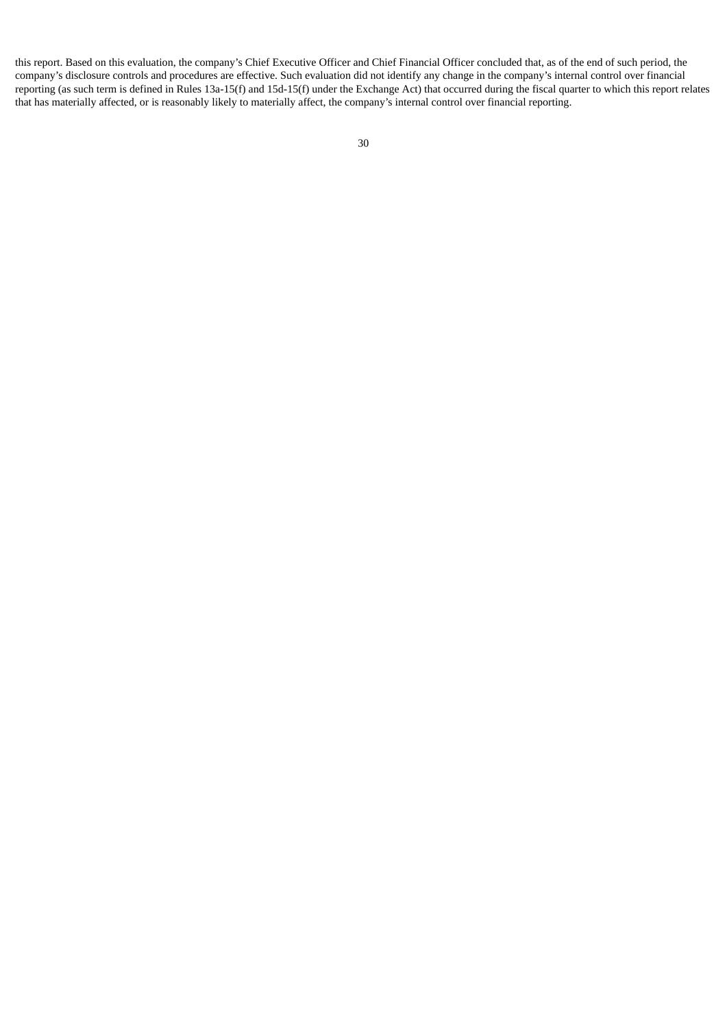this report. Based on this evaluation, the company's Chief Executive Officer and Chief Financial Officer concluded that, as of the end of such period, the company's disclosure controls and procedures are effective. Such evaluation did not identify any change in the company's internal control over financial reporting (as such term is defined in Rules 13a-15(f) and 15d-15(f) under the Exchange Act) that occurred during the fiscal quarter to which this report relates that has materially affected, or is reasonably likely to materially affect, the company's internal control over financial reporting.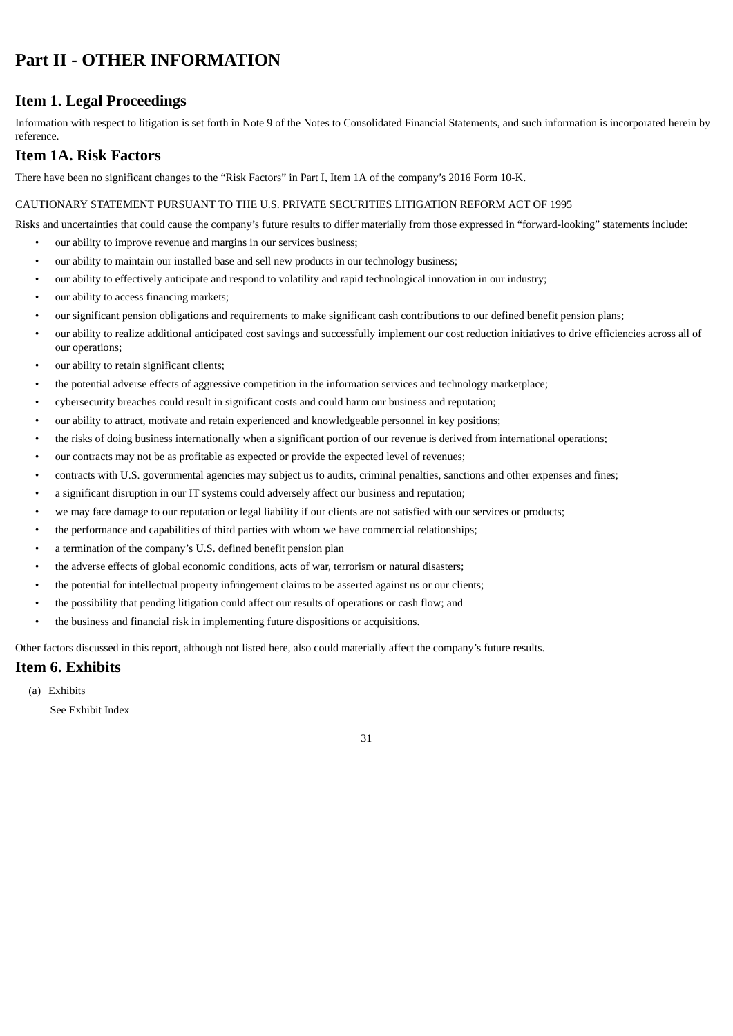# Part II - OTHER INFORMATION

## Item 1. Legal Proceedings

Information with respect to litigation is set forth in Note 9 of the Notes to Consolidated Financial Statements, and such information is incorporated herein by reference.

## Item 1A. Risk Factors

There have been no significant changes to the “Risk Factors” in Part I, Item 1A of the company’s 2016 Form 10-K.

CAUTIONARY STATEMENT PURSUANT TO THE U.S. PRIVATE SECURITIES LITIGATION REFORM ACT OF 1995

Risks and uncertainties that could cause the company’s future results to differ materially from those expressed in “forward-looking” statements include:

- our ability to improve revenue and margins in our services business;
- our ability to maintain our installed base and sell new products in our technology business;
- our ability to effectively anticipate and respond to volatility and rapid technological innovation in our industry;
- our ability to access financing markets;
- our significant pension obligations and requirements to make significant cash contributions to our defined benefit pension plans;
- our ability to realize additional anticipated cost savings and successfully implement our cost reduction initiatives to drive efficiencies across all of our operations;
- our ability to retain significant clients;
- the potential adverse effects of aggressive competition in the information services and technology marketplace;
- cybersecurity breaches could result in significant costs and could harm our business and reputation;
- our ability to attract, motivate and retain experienced and knowledgeable personnel in key positions;
- the risks of doing business internationally when a significant portion of our revenue is derived from international operations;
- our contracts may not be as profitable as expected or provide the expected level of revenues;
- contracts with U.S. governmental agencies may subject us to audits, criminal penalties, sanctions and other expenses and fines;
- a significant disruption in our IT systems could adversely affect our business and reputation;
- we may face damage to our reputation or legal liability if our clients are not satisfied with our services or products;
- the performance and capabilities of third parties with whom we have commercial relationships;
- a termination of the company’s U.S. defined benefit pension plan
- the adverse effects of global economic conditions, acts of war, terrorism or natural disasters;
- the potential for intellectual property infringement claims to be asserted against us or our clients;
- the possibility that pending litigation could affect our results of operations or cash flow; and
- the business and financial risk in implementing future dispositions or acquisitions.

Other factors discussed in this report, although not listed here, also could materially affect the company’s future results.

## Item 6. Exhibits

(a) Exhibits

See Exhibit Index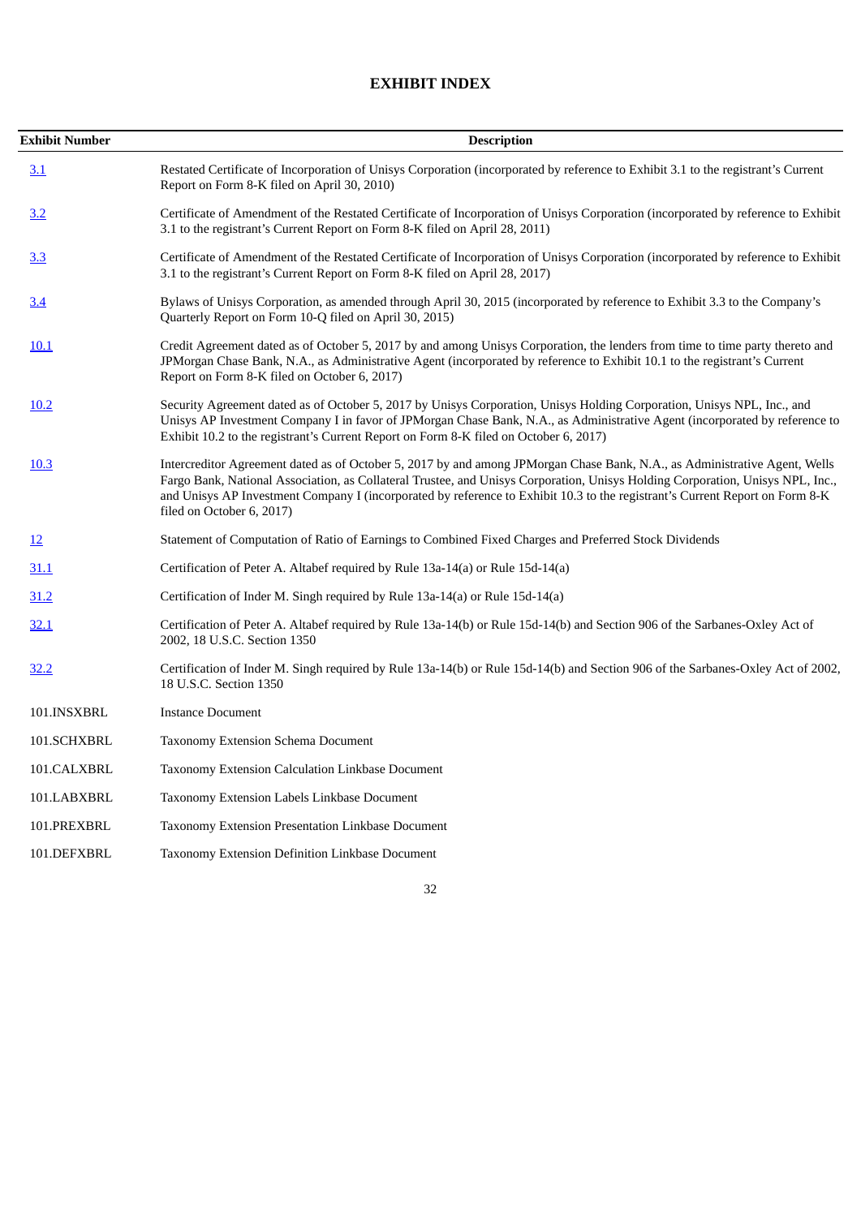# EXHIBIT INDEX

| Exhibit Number | Description |
|---|---|
| 3.1 | Restated Certificate of Incorporation of Unisys Corporation (incorporated by reference to Exhibit 3.1 to the registrant's Current Report on Form 8-K filed on April 30, 2010) |
| 3.2 | Certificate of Amendment of the Restated Certificate of Incorporation of Unisys Corporation (incorporated by reference to Exhibit 3.1 to the registrant's Current Report on Form 8-K filed on April 28, 2011) |
| 3.3 | Certificate of Amendment of the Restated Certificate of Incorporation of Unisys Corporation (incorporated by reference to Exhibit 3.1 to the registrant's Current Report on Form 8-K filed on April 28, 2017) |
| 3.4 | Bylaws of Unisys Corporation, as amended through April 30, 2015 (incorporated by reference to Exhibit 3.3 to the Company's Quarterly Report on Form 10-Q filed on April 30, 2015) |
| 10.1 | Credit Agreement dated as of October 5, 2017 by and among Unisys Corporation, the lenders from time to time party thereto and JPMorgan Chase Bank, N.A., as Administrative Agent (incorporated by reference to Exhibit 10.1 to the registrant's Current Report on Form 8-K filed on October 6, 2017) |
| 10.2 | Security Agreement dated as of October 5, 2017 by Unisys Corporation, Unisys Holding Corporation, Unisys NPL, Inc., and Unisys AP Investment Company I in favor of JPMorgan Chase Bank, N.A., as Administrative Agent (incorporated by reference to Exhibit 10.2 to the registrant's Current Report on Form 8-K filed on October 6, 2017) |
| 10.3 | Intercreditor Agreement dated as of October 5, 2017 by and among JPMorgan Chase Bank, N.A., as Administrative Agent, Wells Fargo Bank, National Association, as Collateral Trustee, and Unisys Corporation, Unisys Holding Corporation, Unisys NPL, Inc., and Unisys AP Investment Company I (incorporated by reference to Exhibit 10.3 to the registrant's Current Report on Form 8-K filed on October 6, 2017) |
| 12 | Statement of Computation of Ratio of Earnings to Combined Fixed Charges and Preferred Stock Dividends |
| 31.1 | Certification of Peter A. Altabef required by Rule 13a-14(a) or Rule 15d-14(a) |
| 31.2 | Certification of Inder M. Singh required by Rule 13a-14(a) or Rule 15d-14(a) |
| 32.1 | Certification of Peter A. Altabef required by Rule 13a-14(b) or Rule 15d-14(b) and Section 906 of the Sarbanes-Oxley Act of 2002, 18 U.S.C. Section 1350 |
| 32.2 | Certification of Inder M. Singh required by Rule 13a-14(b) or Rule 15d-14(b) and Section 906 of the Sarbanes-Oxley Act of 2002, 18 U.S.C. Section 1350 |
| 101.INSXBRL | Instance Document |
| 101.SCHXBRL | Taxonomy Extension Schema Document |
| 101.CALXBRL | Taxonomy Extension Calculation Linkbase Document |
| 101.LABXBRL | Taxonomy Extension Labels Linkbase Document |
| 101.PREXBRL | Taxonomy Extension Presentation Linkbase Document |
| 101.DEFXBRL | Taxonomy Extension Definition Linkbase Document |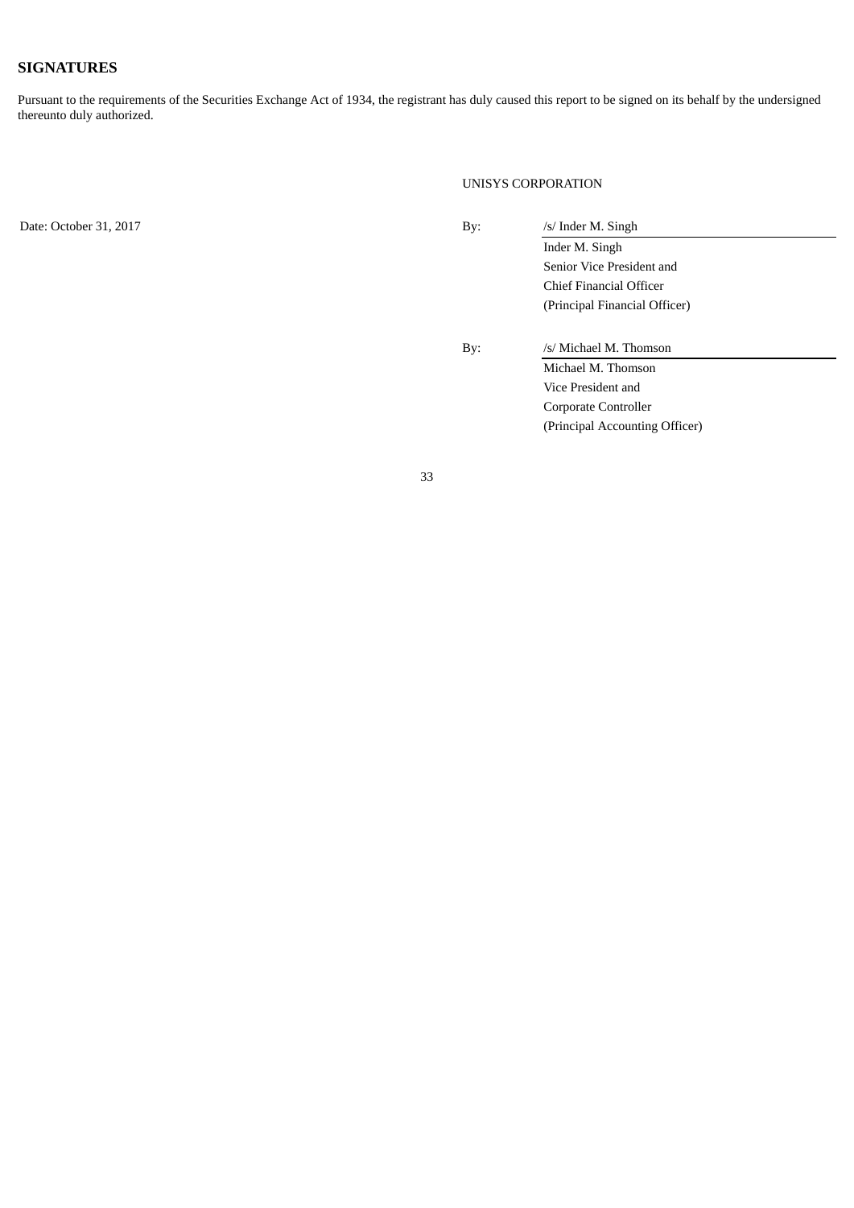## SIGNATURES

Pursuant to the requirements of the Securities Exchange Act of 1934, the registrant has duly caused this report to be signed on its behalf by the undersigned thereunto duly authorized.

UNISYS CORPORATION

Date: October 31, 2017

By: /s/ Inder M. Singh
Inder M. Singh
Senior Vice President and
Chief Financial Officer
(Principal Financial Officer)

By: /s/ Michael M. Thomson
Michael M. Thomson
Vice President and
Corporate Controller
(Principal Accounting Officer)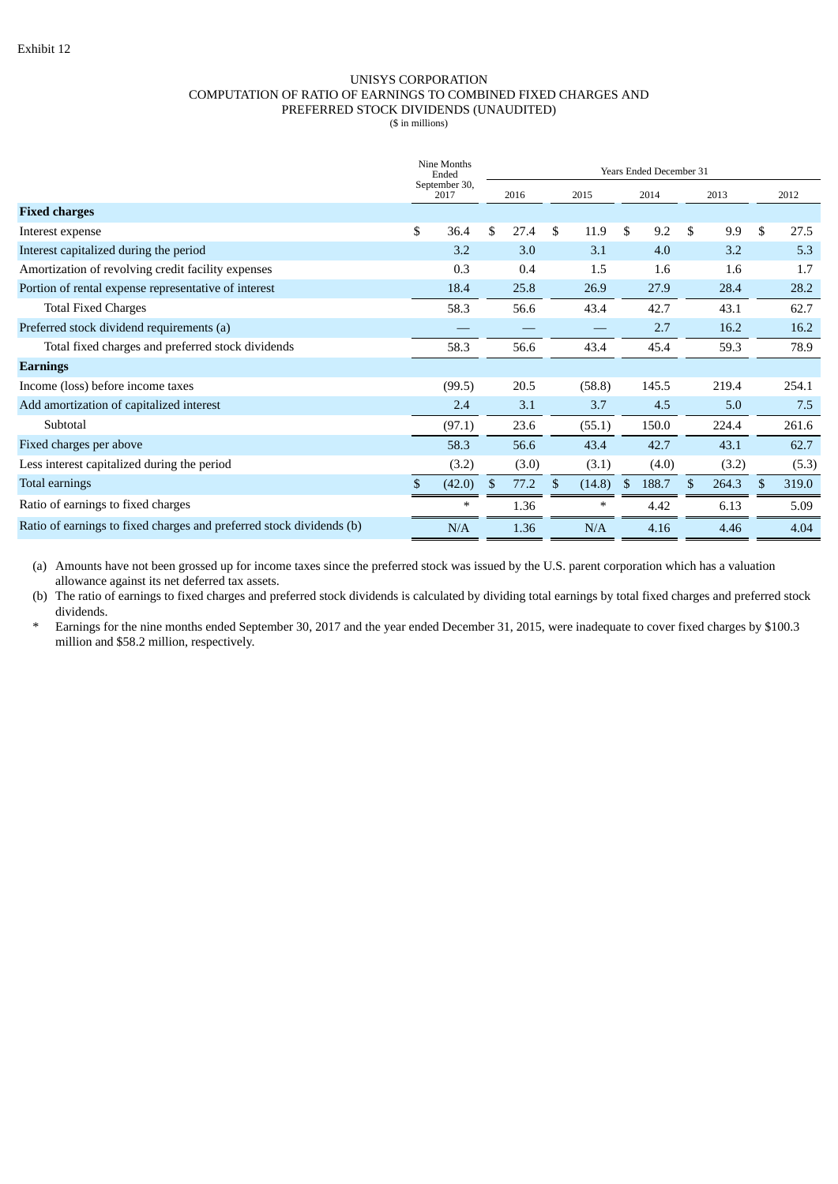Exhibit 12

# UNISYS CORPORATION
## COMPUTATION OF RATIO OF EARNINGS TO COMBINED FIXED CHARGES AND PREFERRED STOCK DIVIDENDS (UNAUDITED)
($ in millions)

| | Nine Months Ended September 30, 2017 | Years Ended December 31 | | | | |
|---|---|---|---|---|---|---|
| | | 2016 | 2015 | 2014 | 2013 | 2012 |
| **Fixed charges** | | | | | | |
| Interest expense | $ 36.4 | $ 27.4 | $ 11.9 | $ 9.2 | $ 9.9 | $ 27.5 |
| Interest capitalized during the period | 3.2 | 3.0 | 3.1 | 4.0 | 3.2 | 5.3 |
| Amortization of revolving credit facility expenses | 0.3 | 0.4 | 1.5 | 1.6 | 1.6 | 1.7 |
| Portion of rental expense representative of interest | 18.4 | 25.8 | 26.9 | 27.9 | 28.4 | 28.2 |
| Total Fixed Charges | 58.3 | 56.6 | 43.4 | 42.7 | 43.1 | 62.7 |
| Preferred stock dividend requirements (a) | — | — | — | 2.7 | 16.2 | 16.2 |
| Total fixed charges and preferred stock dividends | 58.3 | 56.6 | 43.4 | 45.4 | 59.3 | 78.9 |
| **Earnings** | | | | | | |
| Income (loss) before income taxes | (99.5) | 20.5 | (58.8) | 145.5 | 219.4 | 254.1 |
| Add amortization of capitalized interest | 2.4 | 3.1 | 3.7 | 4.5 | 5.0 | 7.5 |
| Subtotal | (97.1) | 23.6 | (55.1) | 150.0 | 224.4 | 261.6 |
| Fixed charges per above | 58.3 | 56.6 | 43.4 | 42.7 | 43.1 | 62.7 |
| Less interest capitalized during the period | (3.2) | (3.0) | (3.1) | (4.0) | (3.2) | (5.3) |
| Total earnings | $ (42.0) | $ 77.2 | $ (14.8) | $ 188.7 | $ 264.3 | $ 319.0 |
| Ratio of earnings to fixed charges | * | 1.36 | * | 4.42 | 6.13 | 5.09 |
| Ratio of earnings to fixed charges and preferred stock dividends (b) | N/A | 1.36 | N/A | 4.16 | 4.46 | 4.04 |

(a) Amounts have not been grossed up for income taxes since the preferred stock was issued by the U.S. parent corporation which has a valuation allowance against its net deferred tax assets.

(b) The ratio of earnings to fixed charges and preferred stock dividends is calculated by dividing total earnings by total fixed charges and preferred stock dividends.

\* Earnings for the nine months ended September 30, 2017 and the year ended December 31, 2015, were inadequate to cover fixed charges by $100.3 million and $58.2 million, respectively.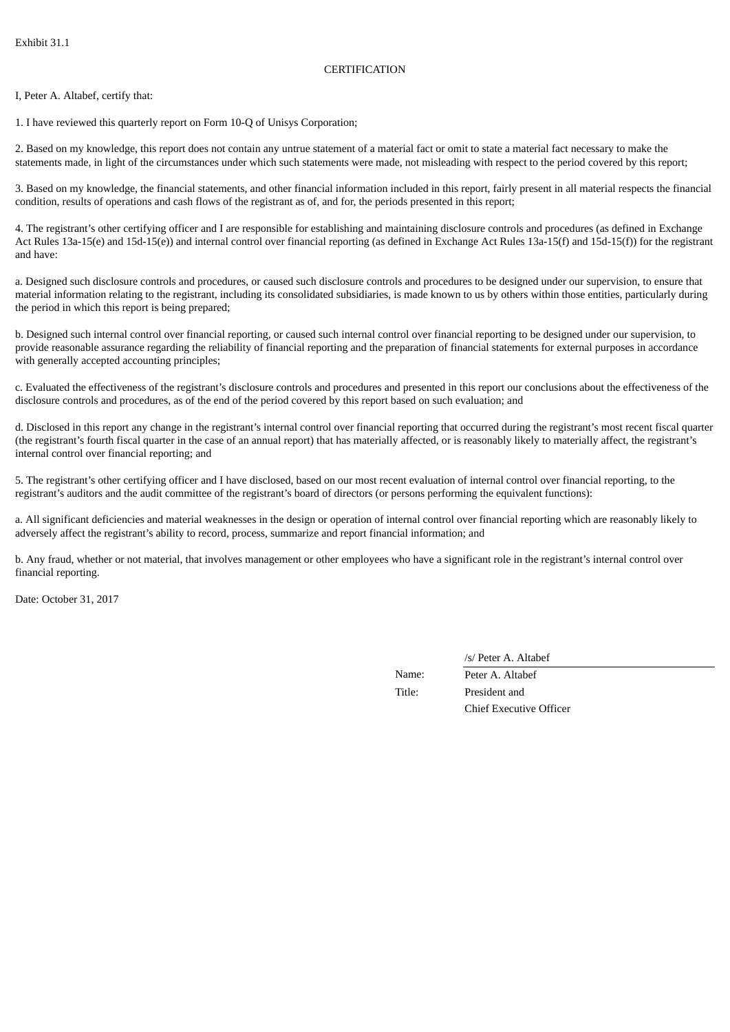Exhibit 31.1

CERTIFICATION

I, Peter A. Altabef, certify that:

1. I have reviewed this quarterly report on Form 10-Q of Unisys Corporation;

2. Based on my knowledge, this report does not contain any untrue statement of a material fact or omit to state a material fact necessary to make the statements made, in light of the circumstances under which such statements were made, not misleading with respect to the period covered by this report;

3. Based on my knowledge, the financial statements, and other financial information included in this report, fairly present in all material respects the financial condition, results of operations and cash flows of the registrant as of, and for, the periods presented in this report;

4. The registrant's other certifying officer and I are responsible for establishing and maintaining disclosure controls and procedures (as defined in Exchange Act Rules 13a-15(e) and 15d-15(e)) and internal control over financial reporting (as defined in Exchange Act Rules 13a-15(f) and 15d-15(f)) for the registrant and have:

a. Designed such disclosure controls and procedures, or caused such disclosure controls and procedures to be designed under our supervision, to ensure that material information relating to the registrant, including its consolidated subsidiaries, is made known to us by others within those entities, particularly during the period in which this report is being prepared;

b. Designed such internal control over financial reporting, or caused such internal control over financial reporting to be designed under our supervision, to provide reasonable assurance regarding the reliability of financial reporting and the preparation of financial statements for external purposes in accordance with generally accepted accounting principles;

c. Evaluated the effectiveness of the registrant's disclosure controls and procedures and presented in this report our conclusions about the effectiveness of the disclosure controls and procedures, as of the end of the period covered by this report based on such evaluation; and

d. Disclosed in this report any change in the registrant's internal control over financial reporting that occurred during the registrant's most recent fiscal quarter (the registrant's fourth fiscal quarter in the case of an annual report) that has materially affected, or is reasonably likely to materially affect, the registrant's internal control over financial reporting; and

5. The registrant's other certifying officer and I have disclosed, based on our most recent evaluation of internal control over financial reporting, to the registrant's auditors and the audit committee of the registrant's board of directors (or persons performing the equivalent functions):

a. All significant deficiencies and material weaknesses in the design or operation of internal control over financial reporting which are reasonably likely to adversely affect the registrant's ability to record, process, summarize and report financial information; and

b. Any fraud, whether or not material, that involves management or other employees who have a significant role in the registrant's internal control over financial reporting.

Date: October 31, 2017

| | |
|---|---|
| | /s/ Peter A. Altabef |
| Name: | Peter A. Altabef |
| Title: | President and<br>Chief Executive Officer |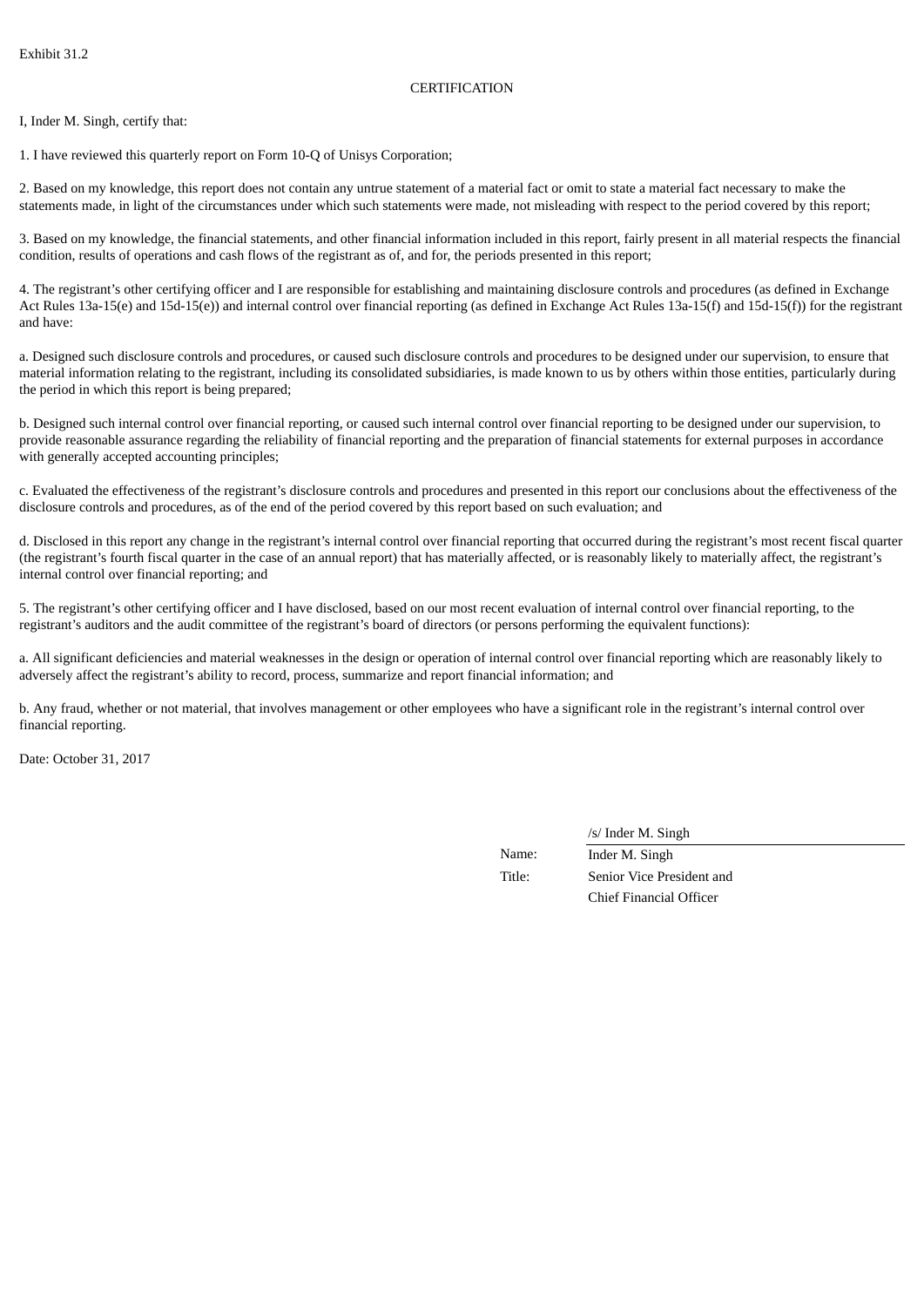Exhibit 31.2

# CERTIFICATION

I, Inder M. Singh, certify that:

1. I have reviewed this quarterly report on Form 10-Q of Unisys Corporation;

2. Based on my knowledge, this report does not contain any untrue statement of a material fact or omit to state a material fact necessary to make the statements made, in light of the circumstances under which such statements were made, not misleading with respect to the period covered by this report;

3. Based on my knowledge, the financial statements, and other financial information included in this report, fairly present in all material respects the financial condition, results of operations and cash flows of the registrant as of, and for, the periods presented in this report;

4. The registrant's other certifying officer and I are responsible for establishing and maintaining disclosure controls and procedures (as defined in Exchange Act Rules 13a-15(e) and 15d-15(e)) and internal control over financial reporting (as defined in Exchange Act Rules 13a-15(f) and 15d-15(f)) for the registrant and have:

a. Designed such disclosure controls and procedures, or caused such disclosure controls and procedures to be designed under our supervision, to ensure that material information relating to the registrant, including its consolidated subsidiaries, is made known to us by others within those entities, particularly during the period in which this report is being prepared;

b. Designed such internal control over financial reporting, or caused such internal control over financial reporting to be designed under our supervision, to provide reasonable assurance regarding the reliability of financial reporting and the preparation of financial statements for external purposes in accordance with generally accepted accounting principles;

c. Evaluated the effectiveness of the registrant's disclosure controls and procedures and presented in this report our conclusions about the effectiveness of the disclosure controls and procedures, as of the end of the period covered by this report based on such evaluation; and

d. Disclosed in this report any change in the registrant's internal control over financial reporting that occurred during the registrant's most recent fiscal quarter (the registrant's fourth fiscal quarter in the case of an annual report) that has materially affected, or is reasonably likely to materially affect, the registrant's internal control over financial reporting; and

5. The registrant's other certifying officer and I have disclosed, based on our most recent evaluation of internal control over financial reporting, to the registrant's auditors and the audit committee of the registrant's board of directors (or persons performing the equivalent functions):

a. All significant deficiencies and material weaknesses in the design or operation of internal control over financial reporting which are reasonably likely to adversely affect the registrant's ability to record, process, summarize and report financial information; and

b. Any fraud, whether or not material, that involves management or other employees who have a significant role in the registrant's internal control over financial reporting.

Date: October 31, 2017

| | |
|---|---|
| | /s/ Inder M. Singh |
| Name: | Inder M. Singh |
| Title: | Senior Vice President and Chief Financial Officer |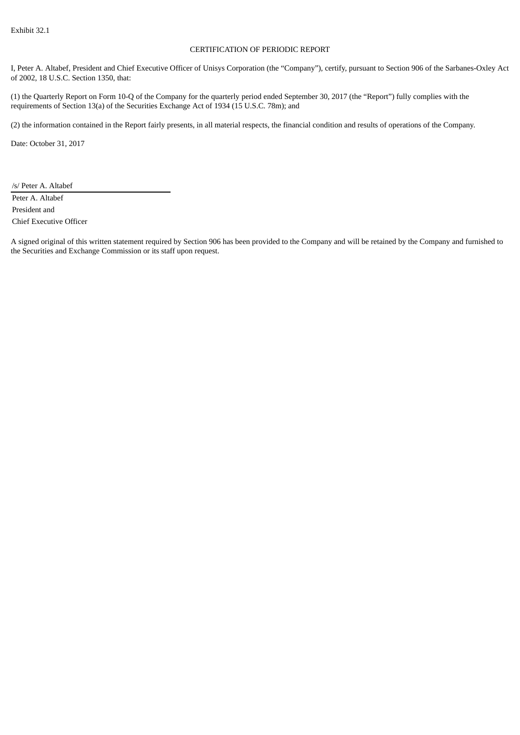Exhibit 32.1

CERTIFICATION OF PERIODIC REPORT

I, Peter A. Altabef, President and Chief Executive Officer of Unisys Corporation (the “Company”), certify, pursuant to Section 906 of the Sarbanes-Oxley Act of 2002, 18 U.S.C. Section 1350, that:

(1) the Quarterly Report on Form 10-Q of the Company for the quarterly period ended September 30, 2017 (the “Report”) fully complies with the requirements of Section 13(a) of the Securities Exchange Act of 1934 (15 U.S.C. 78m); and

(2) the information contained in the Report fairly presents, in all material respects, the financial condition and results of operations of the Company.

Date: October 31, 2017

/s/ Peter A. Altabef

Peter A. Altabef
President and
Chief Executive Officer

A signed original of this written statement required by Section 906 has been provided to the Company and will be retained by the Company and furnished to the Securities and Exchange Commission or its staff upon request.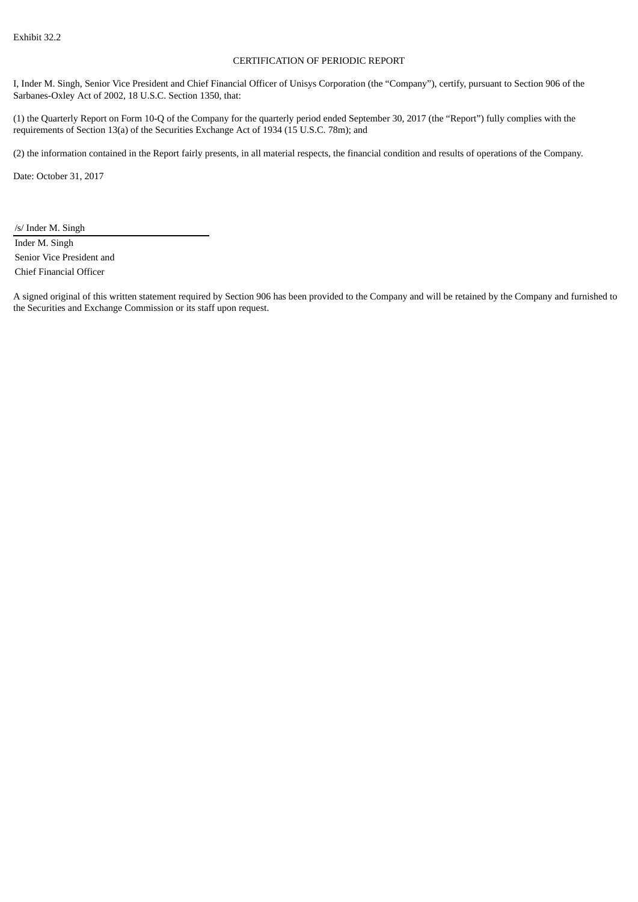Exhibit 32.2

CERTIFICATION OF PERIODIC REPORT

I, Inder M. Singh, Senior Vice President and Chief Financial Officer of Unisys Corporation (the "Company"), certify, pursuant to Section 906 of the Sarbanes-Oxley Act of 2002, 18 U.S.C. Section 1350, that:

(1) the Quarterly Report on Form 10-Q of the Company for the quarterly period ended September 30, 2017 (the "Report") fully complies with the requirements of Section 13(a) of the Securities Exchange Act of 1934 (15 U.S.C. 78m); and

(2) the information contained in the Report fairly presents, in all material respects, the financial condition and results of operations of the Company.

Date: October 31, 2017

/s/ Inder M. Singh

Inder M. Singh
Senior Vice President and
Chief Financial Officer

A signed original of this written statement required by Section 906 has been provided to the Company and will be retained by the Company and furnished to the Securities and Exchange Commission or its staff upon request.